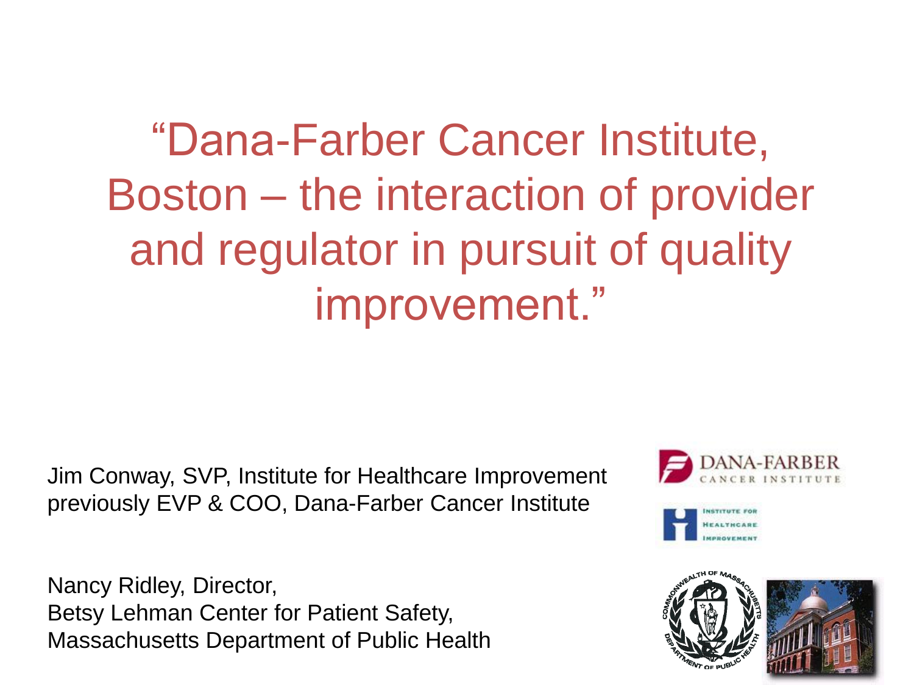# "Dana-Farber Cancer Institute, Boston – the interaction of provider and regulator in pursuit of quality improvement."

Jim Conway, SVP, Institute for Healthcare Improvement
previously EVP & COO, Dana-Farber Cancer Institute

Nancy Ridley, Director,
Betsy Lehman Center for Patient Safety,
Massachusetts Department of Public Health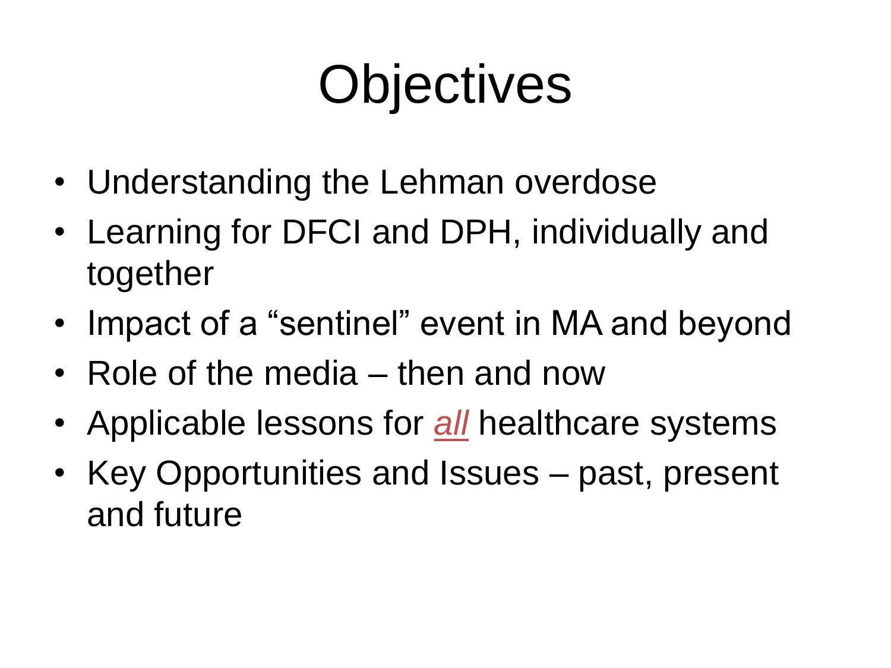# Objectives

- Understanding the Lehman overdose
- Learning for DFCI and DPH, individually and together
- Impact of a "sentinel" event in MA and beyond
- Role of the media – then and now
- Applicable lessons for *all* healthcare systems
- Key Opportunities and Issues – past, present and future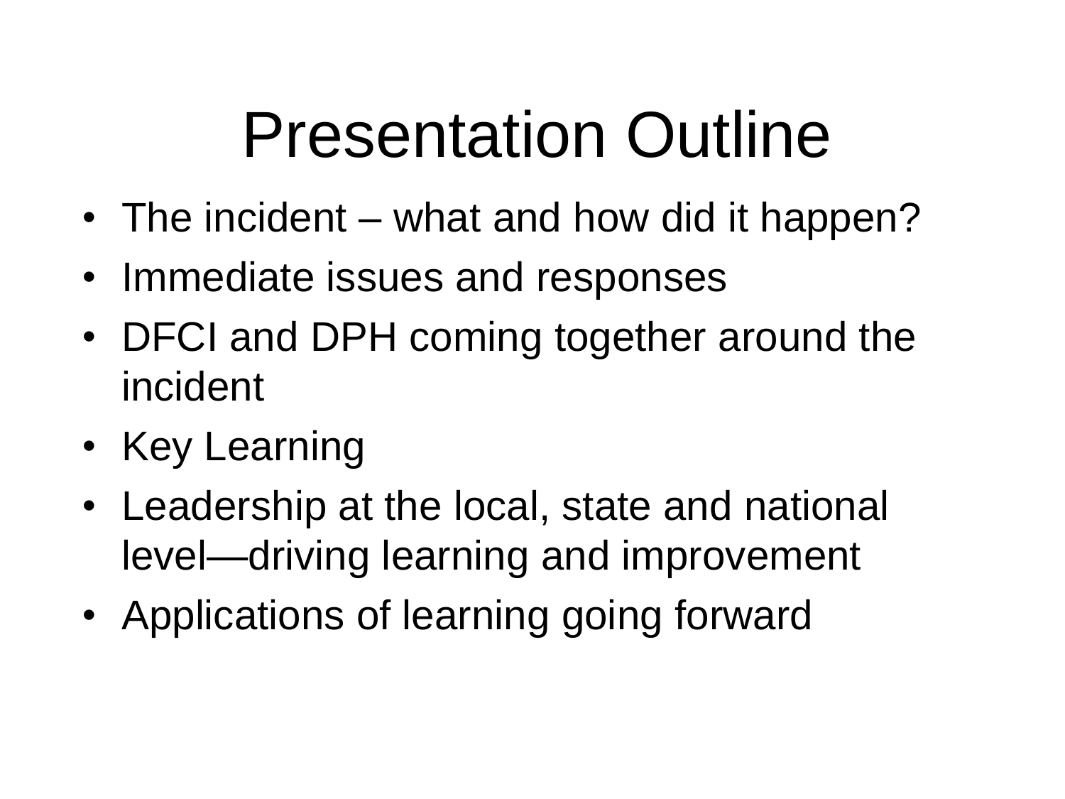# Presentation Outline

- The incident – what and how did it happen?
- Immediate issues and responses
- DFCI and DPH coming together around the incident
- Key Learning
- Leadership at the local, state and national level—driving learning and improvement
- Applications of learning going forward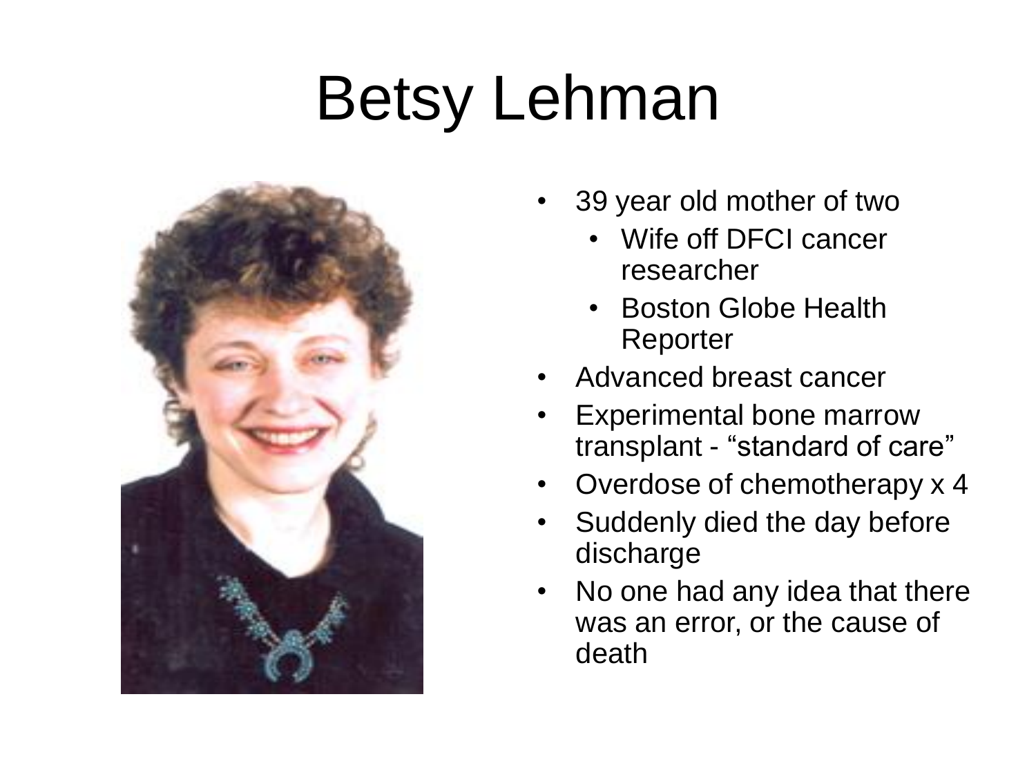# Betsy Lehman

- 39 year old mother of two
  - Wife off DFCI cancer researcher
  - Boston Globe Health Reporter
- Advanced breast cancer
- Experimental bone marrow transplant - "standard of care"
- Overdose of chemotherapy x 4
- Suddenly died the day before discharge
- No one had any idea that there was an error, or the cause of death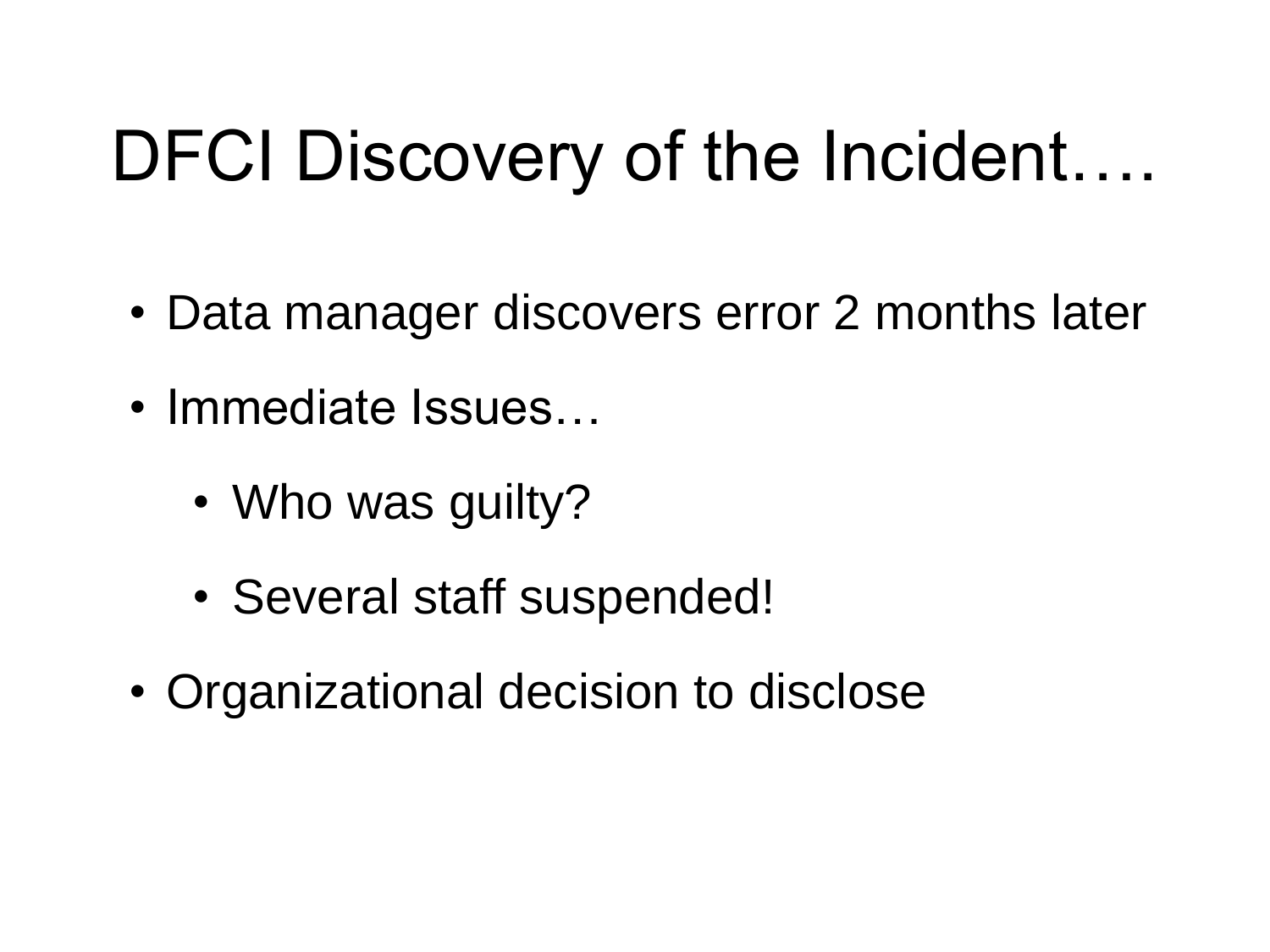# DFCI Discovery of the Incident….

- Data manager discovers error 2 months later
- Immediate Issues…
  - Who was guilty?
  - Several staff suspended!
- Organizational decision to disclose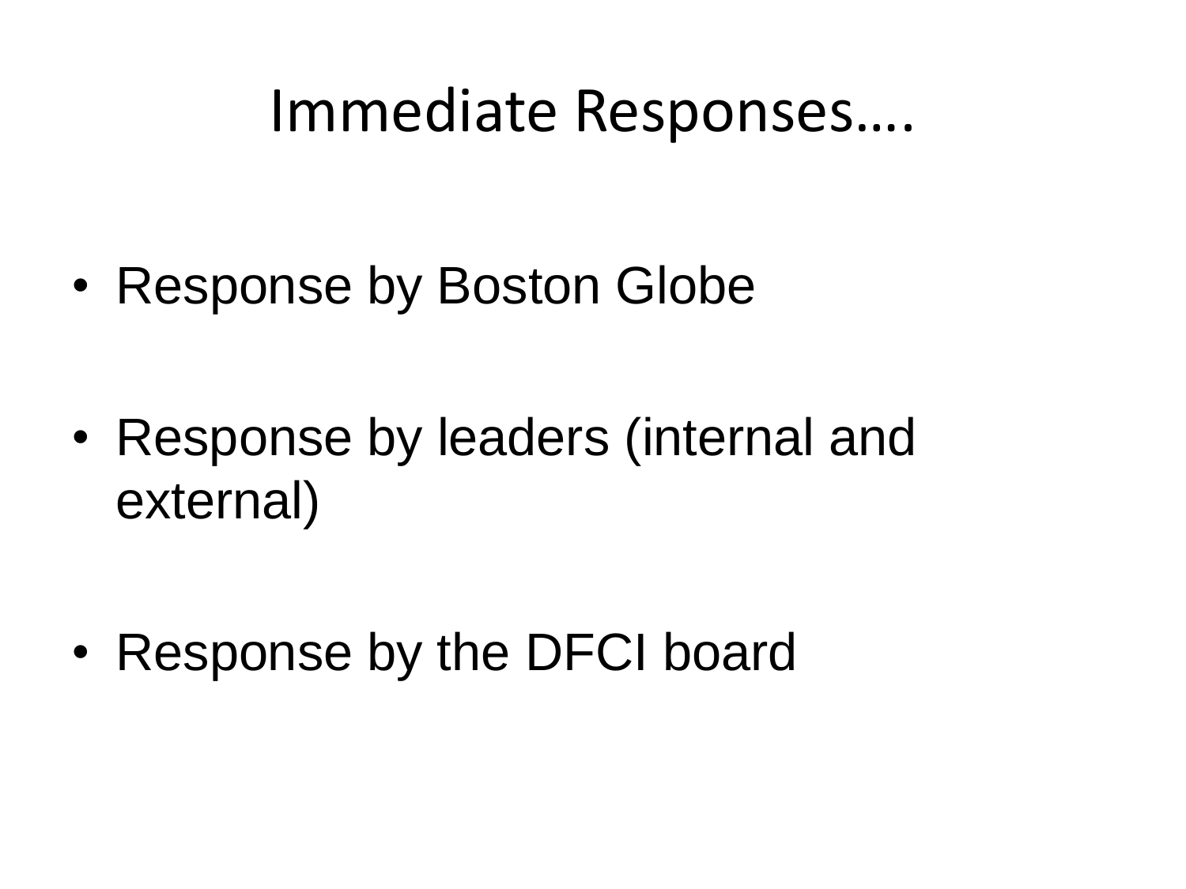# Immediate Responses….

- Response by Boston Globe
- Response by leaders (internal and external)
- Response by the DFCI board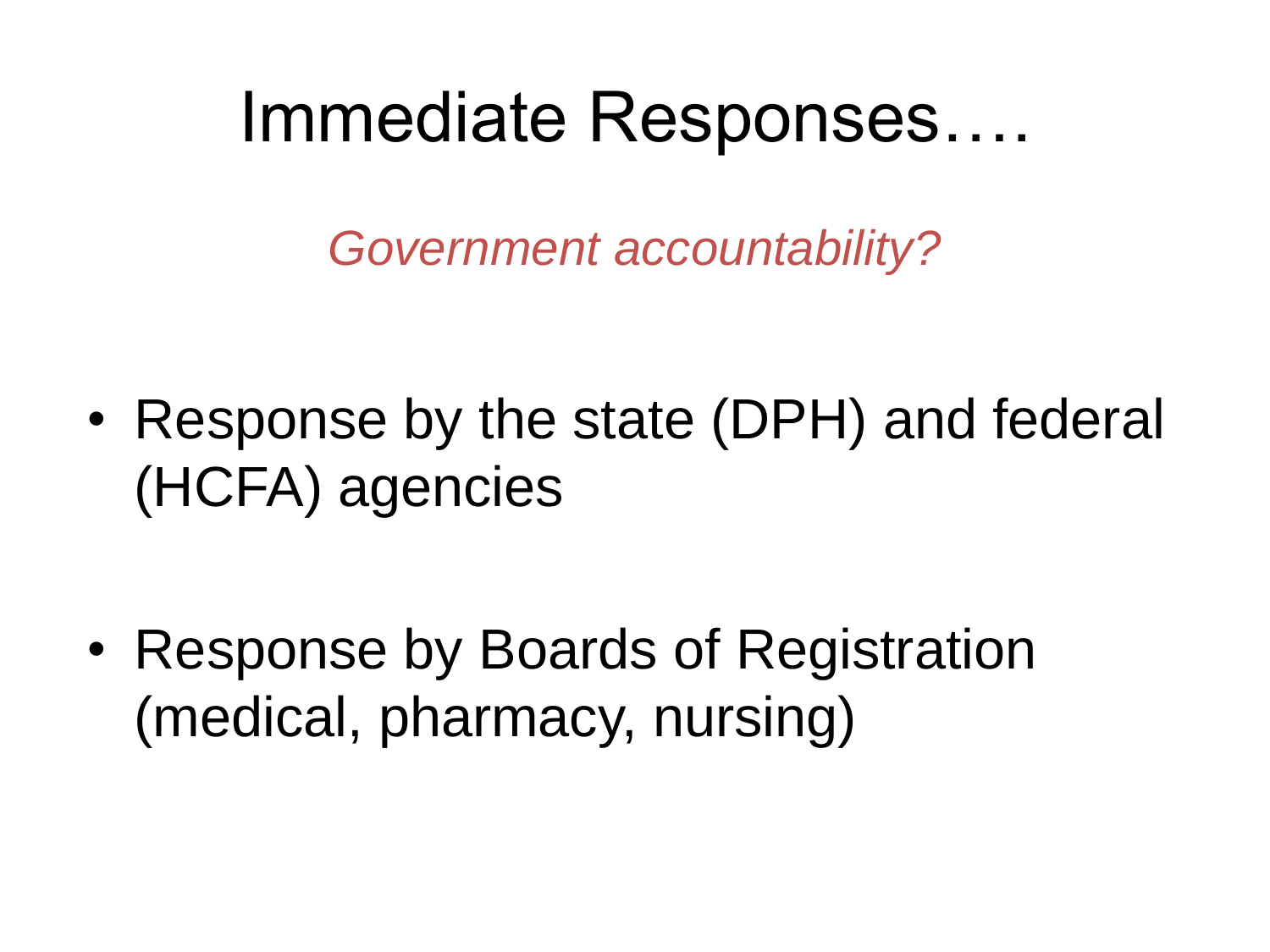# Immediate Responses….

*Government accountability?*

- Response by the state (DPH) and federal (HCFA) agencies

- Response by Boards of Registration (medical, pharmacy, nursing)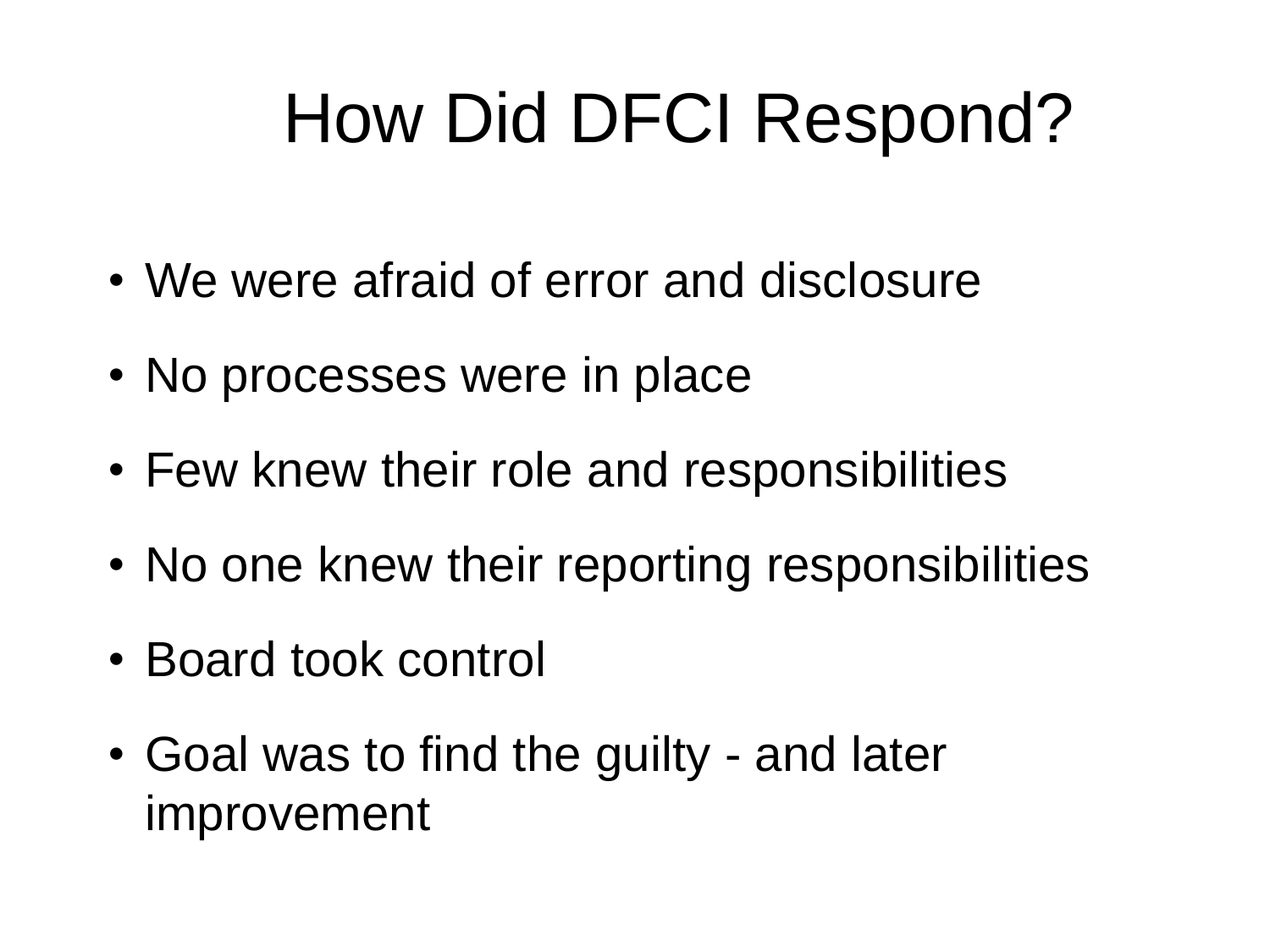# How Did DFCI Respond?

- We were afraid of error and disclosure
- No processes were in place
- Few knew their role and responsibilities
- No one knew their reporting responsibilities
- Board took control
- Goal was to find the guilty - and later improvement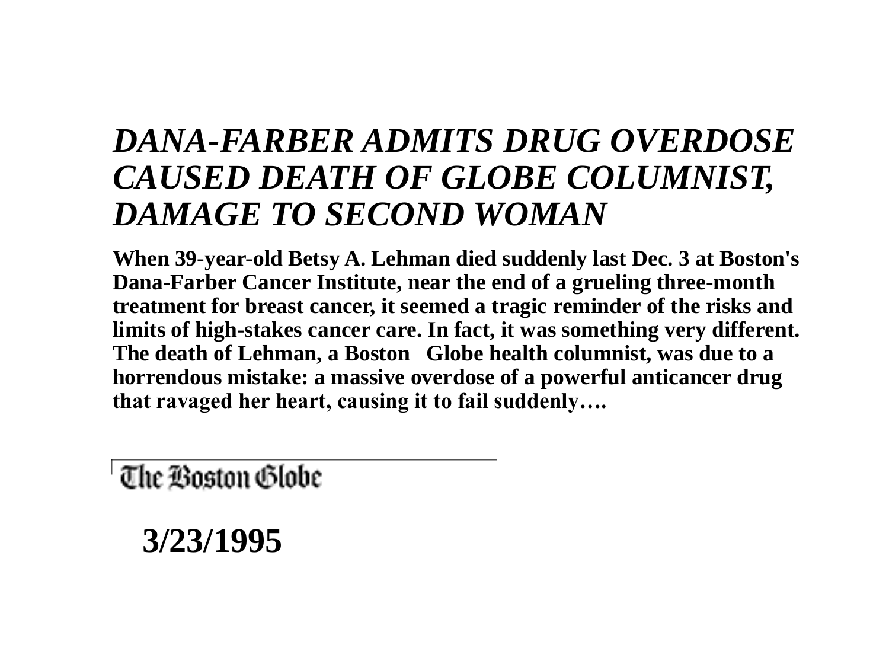# *DANA-FARBER ADMITS DRUG OVERDOSE CAUSED DEATH OF GLOBE COLUMNIST, DAMAGE TO SECOND WOMAN*

**When 39-year-old Betsy A. Lehman died suddenly last Dec. 3 at Boston's Dana-Farber Cancer Institute, near the end of a grueling three-month treatment for breast cancer, it seemed a tragic reminder of the risks and limits of high-stakes cancer care. In fact, it was something very different. The death of Lehman, a Boston Globe health columnist, was due to a horrendous mistake: a massive overdose of a powerful anticancer drug that ravaged her heart, causing it to fail suddenly….**

The Boston Globe

**3/23/1995**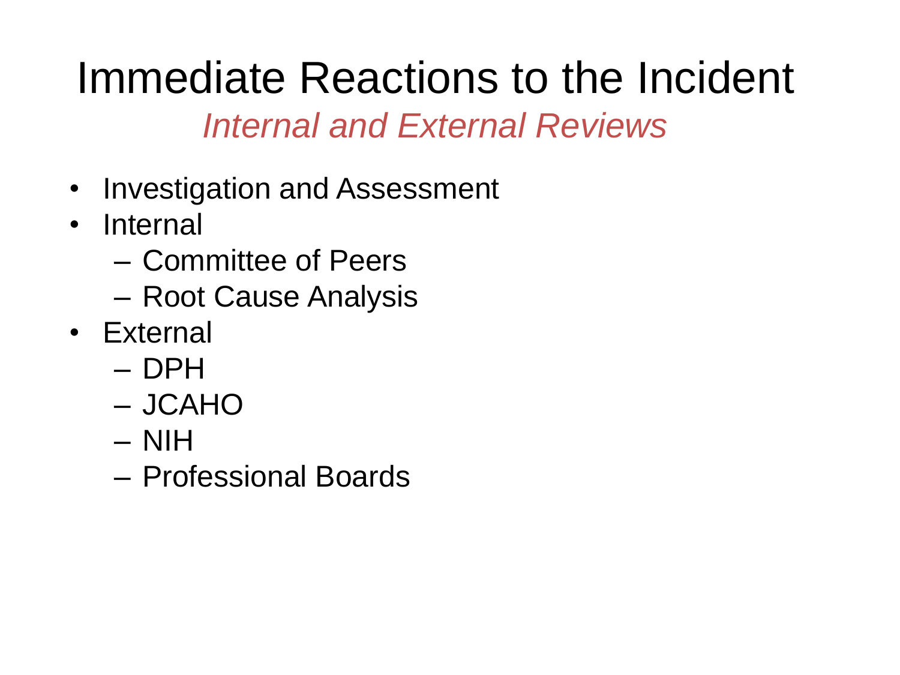# Immediate Reactions to the Incident

*Internal and External Reviews*

- Investigation and Assessment
- Internal
  - Committee of Peers
  - Root Cause Analysis
- External
  - DPH
  - JCAHO
  - NIH
  - Professional Boards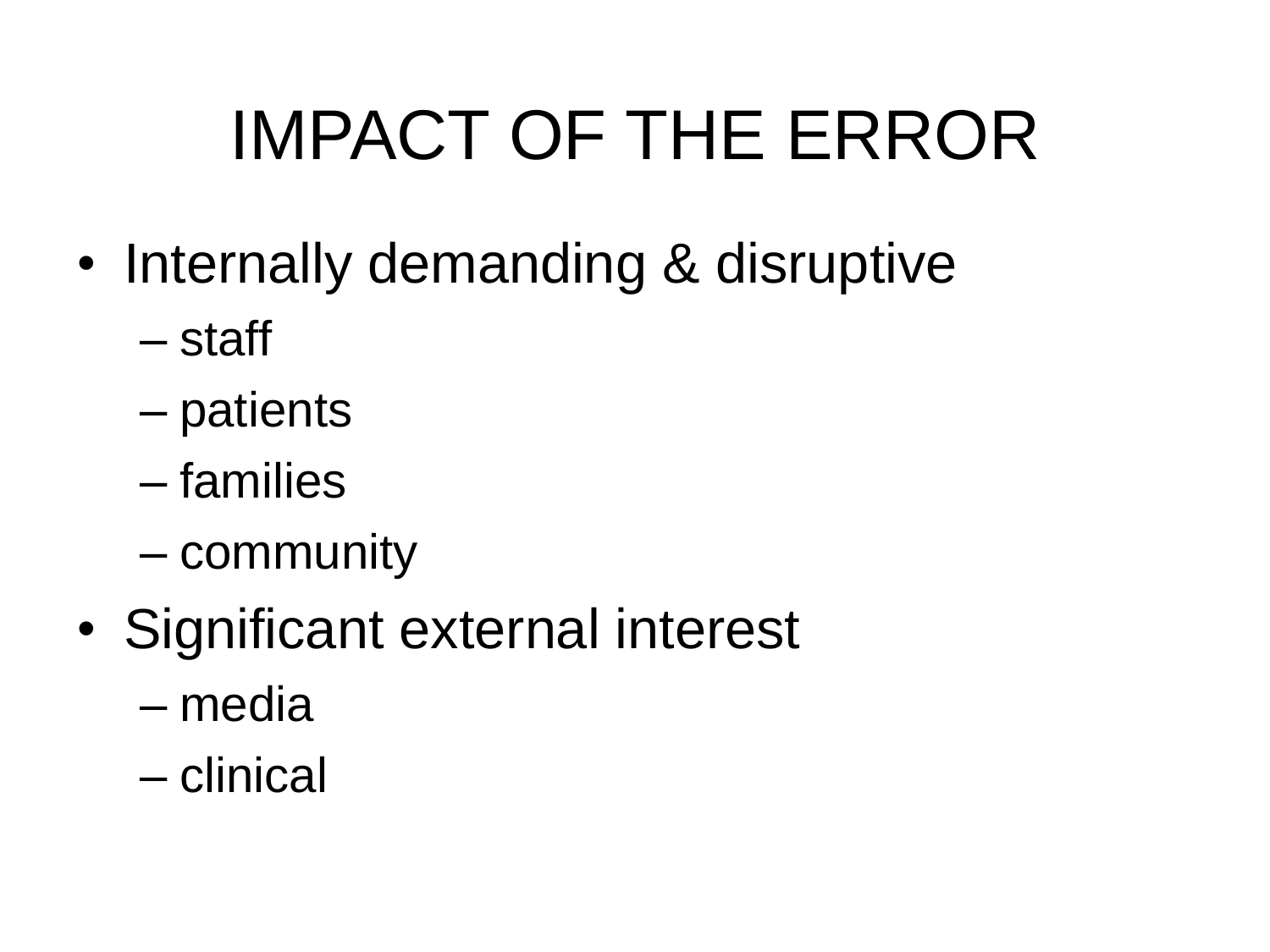# IMPACT OF THE ERROR

- Internally demanding & disruptive
  - staff
  - patients
  - families
  - community
- Significant external interest
  - media
  - clinical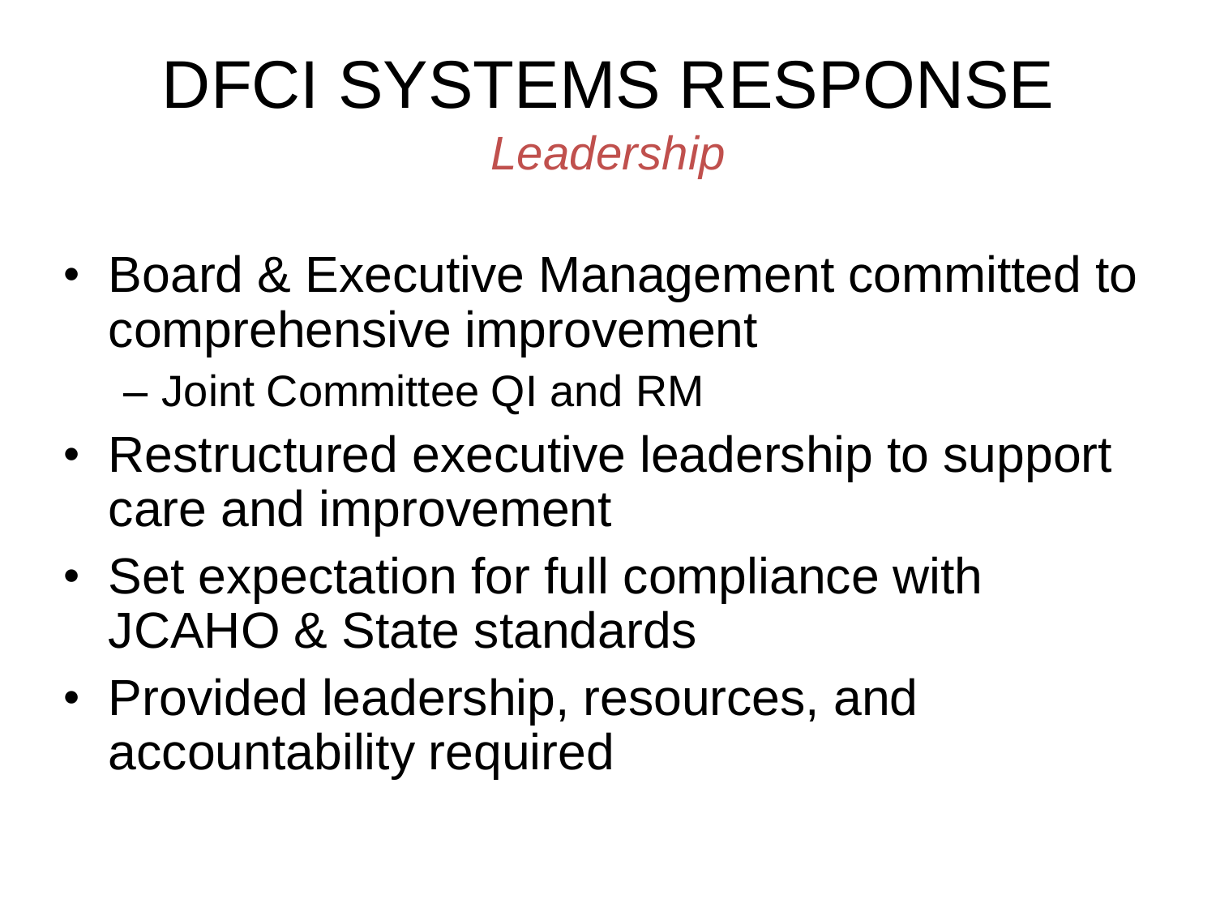# DFCI SYSTEMS RESPONSE

*Leadership*

- Board & Executive Management committed to comprehensive improvement
  - Joint Committee QI and RM
- Restructured executive leadership to support care and improvement
- Set expectation for full compliance with JCAHO & State standards
- Provided leadership, resources, and accountability required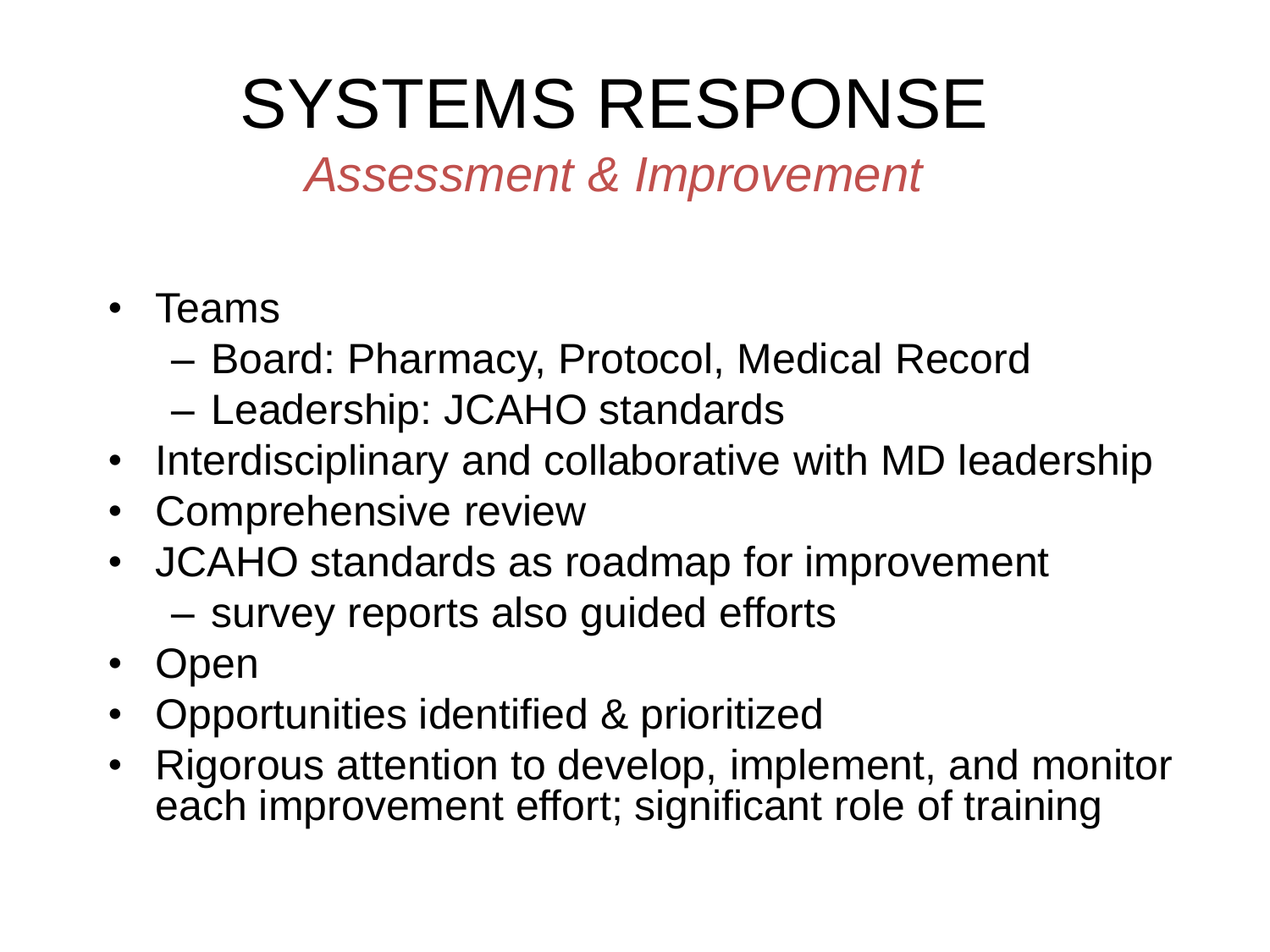# SYSTEMS RESPONSE

*Assessment & Improvement*

- Teams
  - Board: Pharmacy, Protocol, Medical Record
  - Leadership: JCAHO standards
- Interdisciplinary and collaborative with MD leadership
- Comprehensive review
- JCAHO standards as roadmap for improvement
  - survey reports also guided efforts
- Open
- Opportunities identified & prioritized
- Rigorous attention to develop, implement, and monitor each improvement effort; significant role of training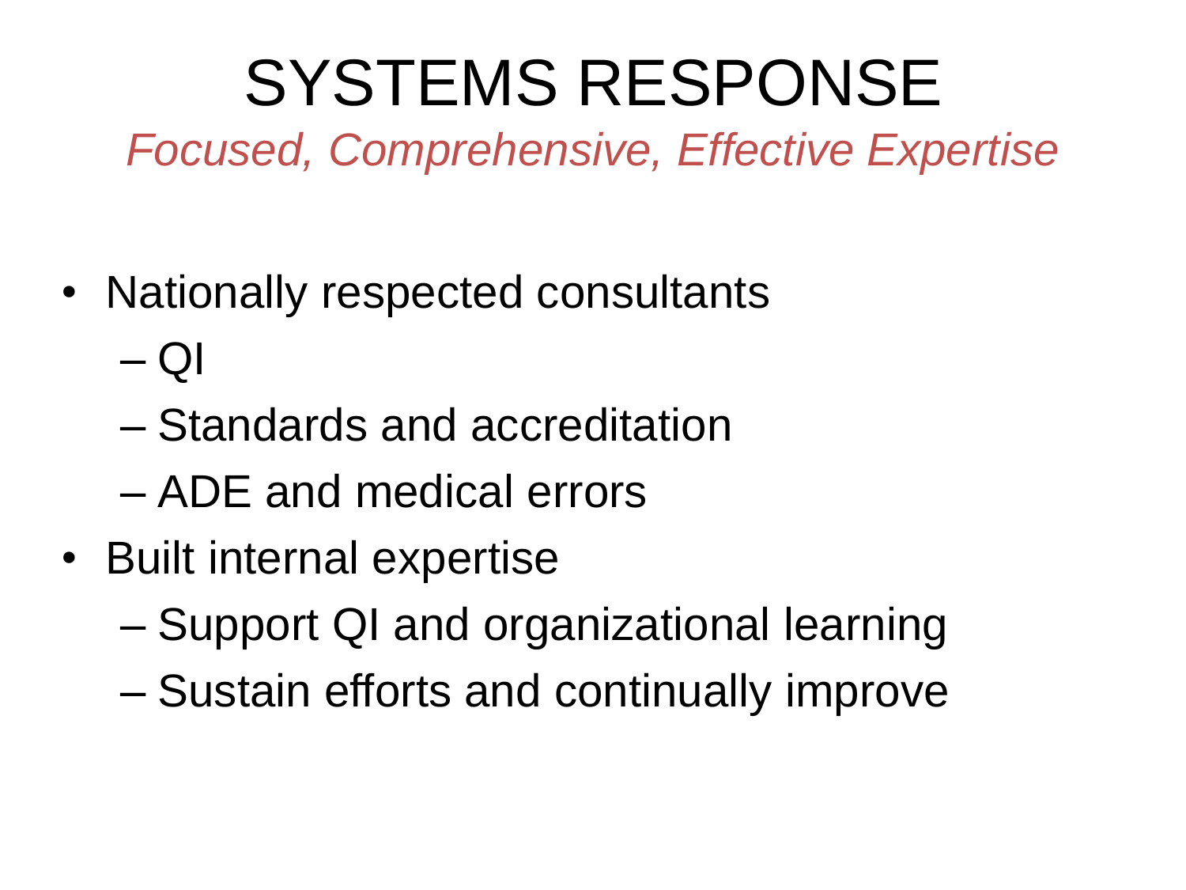# SYSTEMS RESPONSE

*Focused, Comprehensive, Effective Expertise*

- Nationally respected consultants
  - QI
  - Standards and accreditation
  - ADE and medical errors
- Built internal expertise
  - Support QI and organizational learning
  - Sustain efforts and continually improve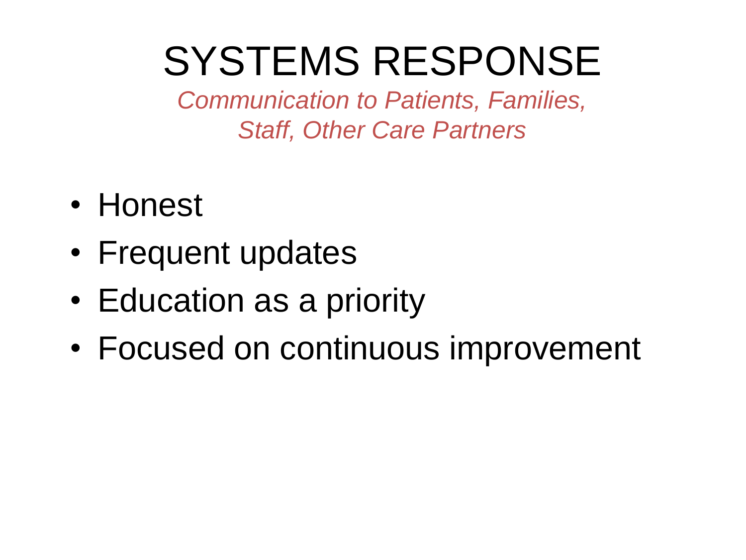# SYSTEMS RESPONSE

*Communication to Patients, Families, Staff, Other Care Partners*

- Honest
- Frequent updates
- Education as a priority
- Focused on continuous improvement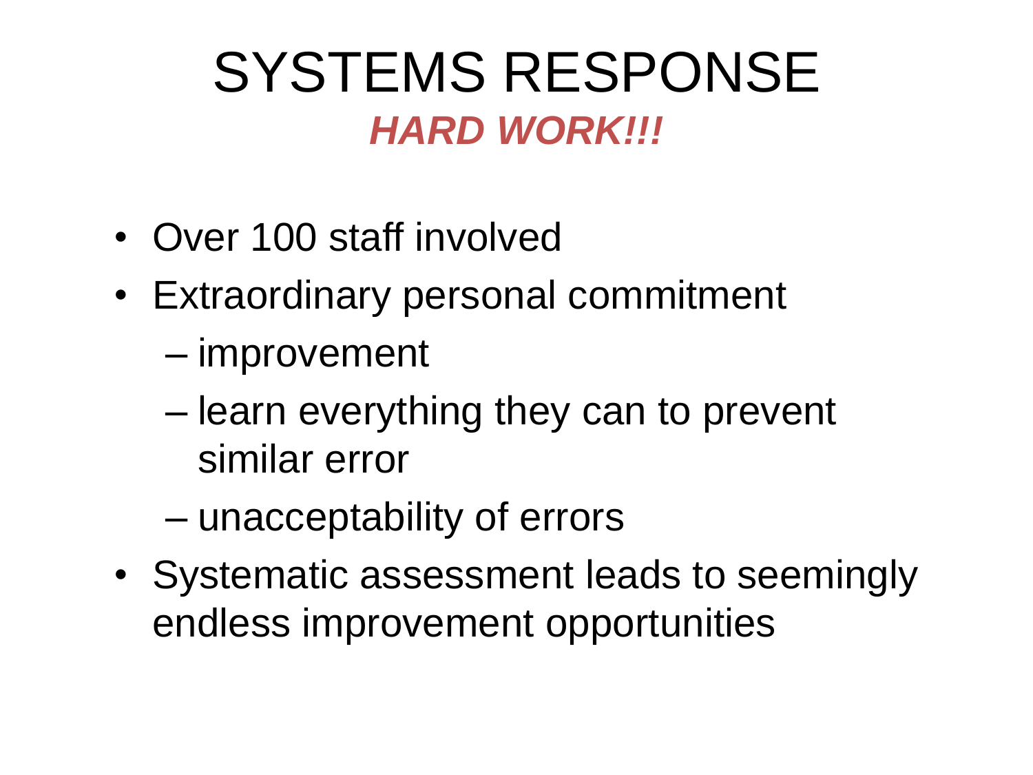# SYSTEMS RESPONSE

***HARD WORK!!!***

- Over 100 staff involved
- Extraordinary personal commitment
  - improvement
  - learn everything they can to prevent similar error
  - unacceptability of errors
- Systematic assessment leads to seemingly endless improvement opportunities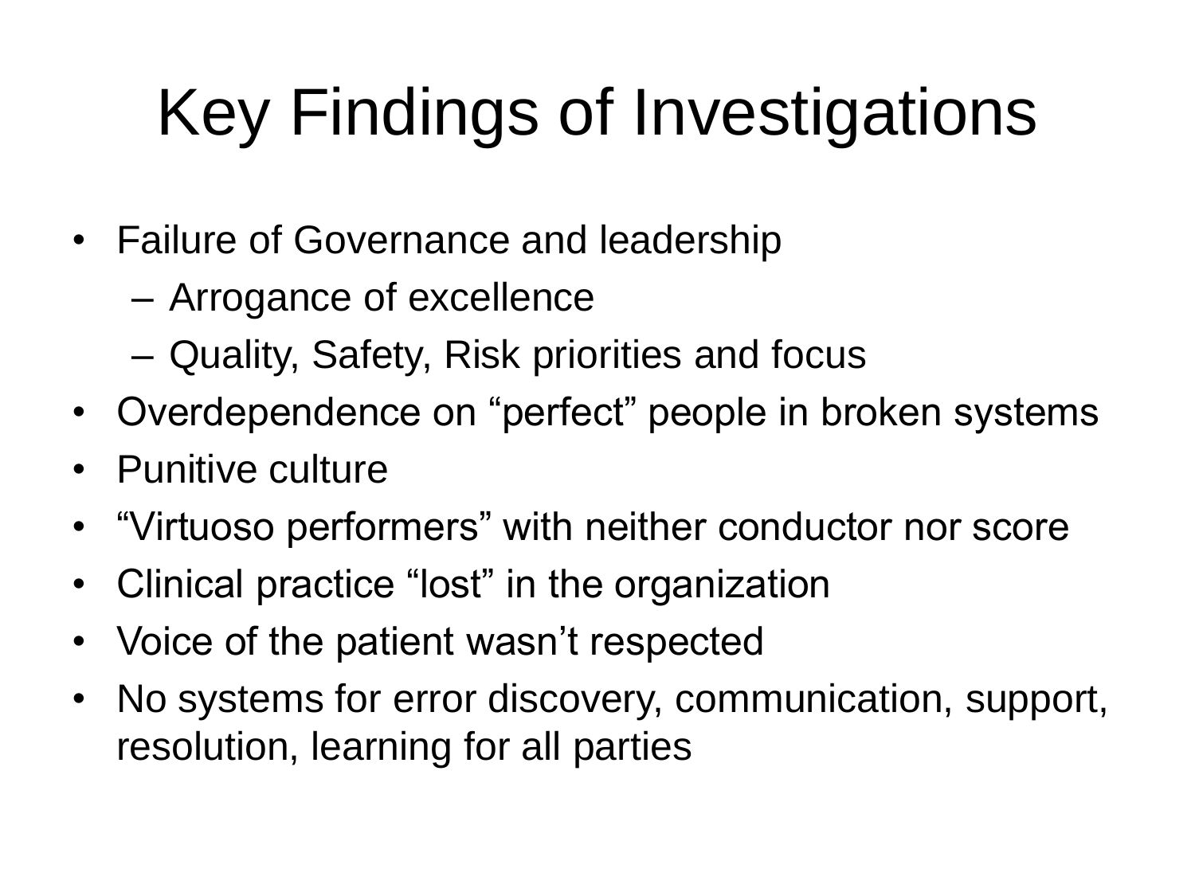# Key Findings of Investigations

- Failure of Governance and leadership
  - Arrogance of excellence
  - Quality, Safety, Risk priorities and focus
- Overdependence on “perfect” people in broken systems
- Punitive culture
- “Virtuoso performers” with neither conductor nor score
- Clinical practice “lost” in the organization
- Voice of the patient wasn’t respected
- No systems for error discovery, communication, support, resolution, learning for all parties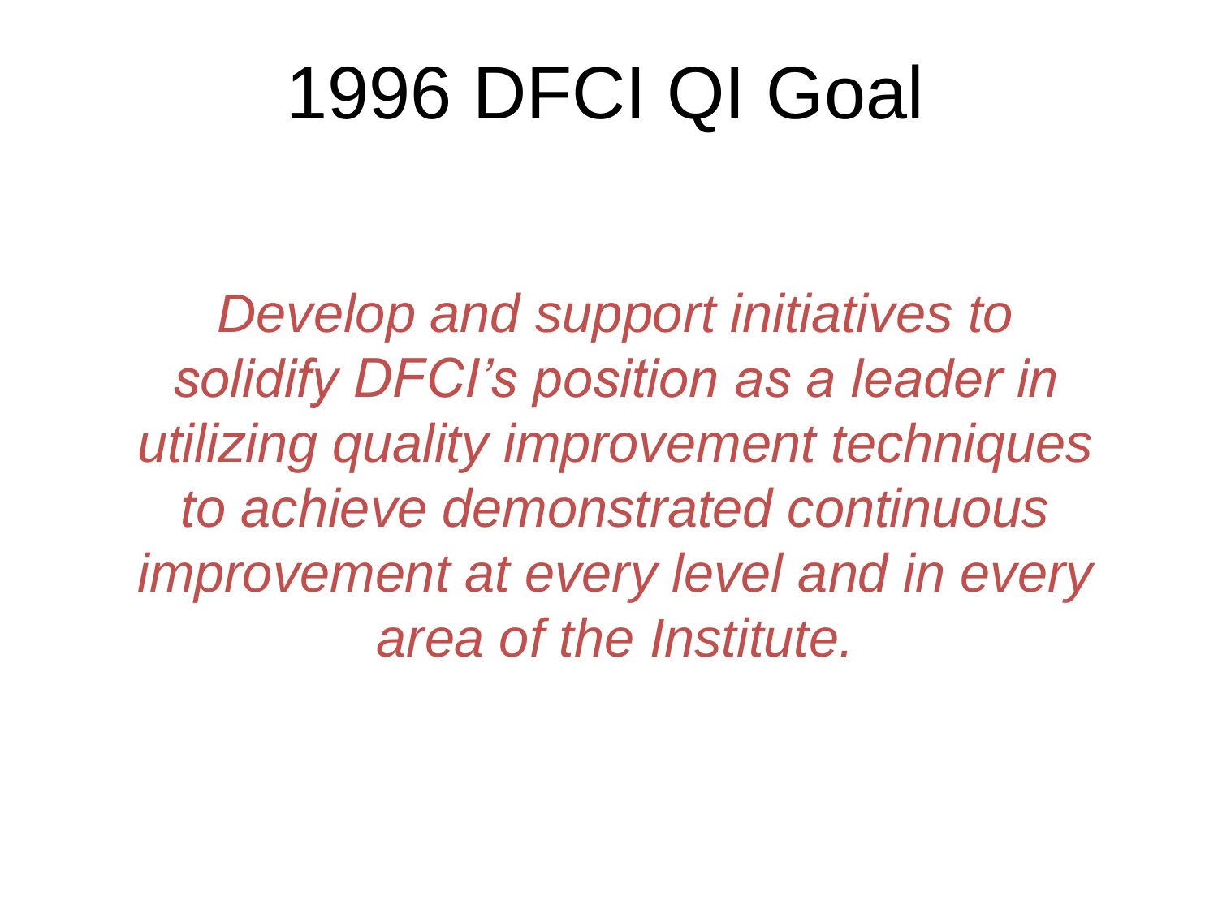# 1996 DFCI QI Goal

*Develop and support initiatives to solidify DFCI's position as a leader in utilizing quality improvement techniques to achieve demonstrated continuous improvement at every level and in every area of the Institute.*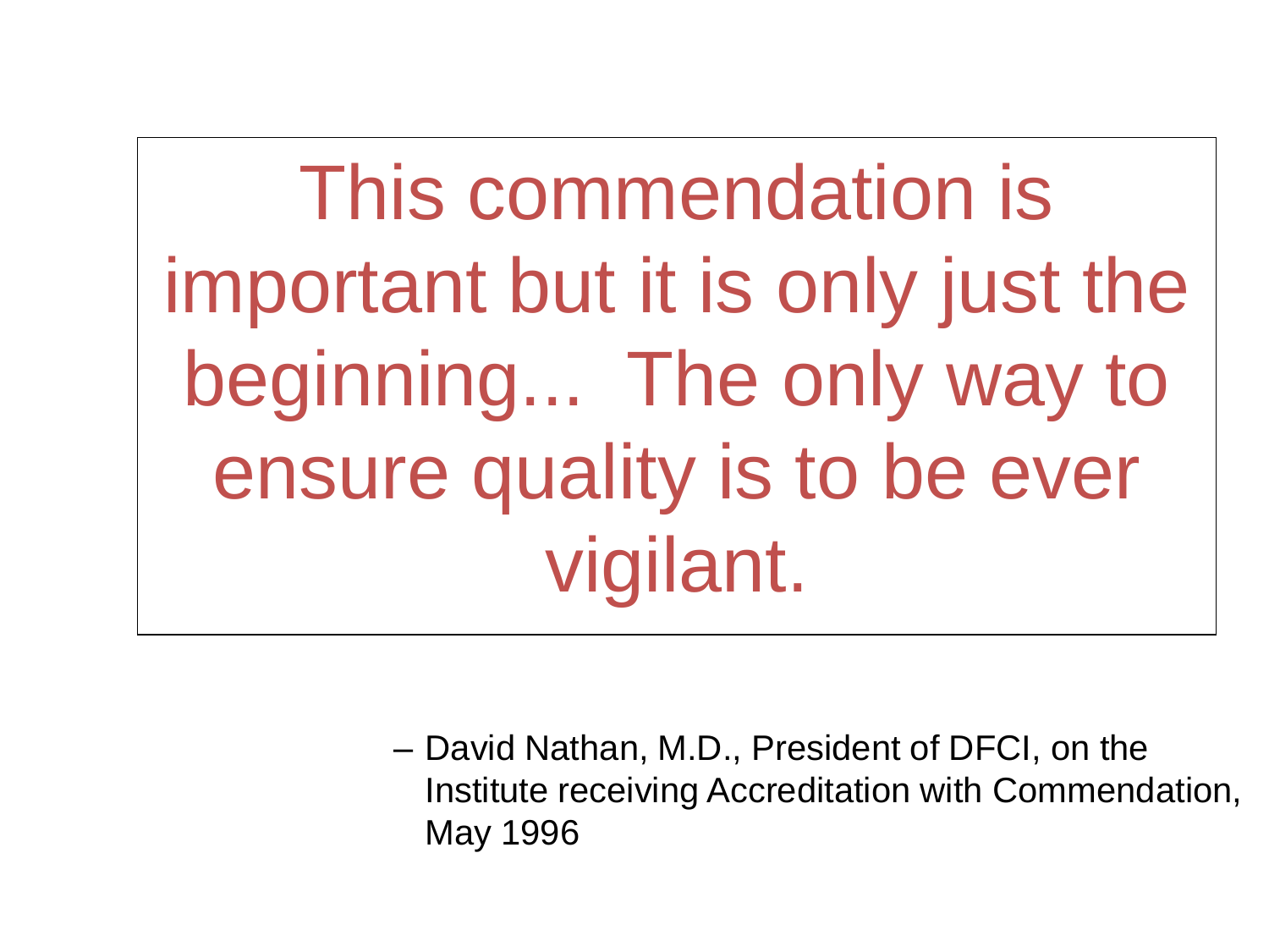> This commendation is important but it is only just the beginning... The only way to ensure quality is to be ever vigilant.

– David Nathan, M.D., President of DFCI, on the Institute receiving Accreditation with Commendation, May 1996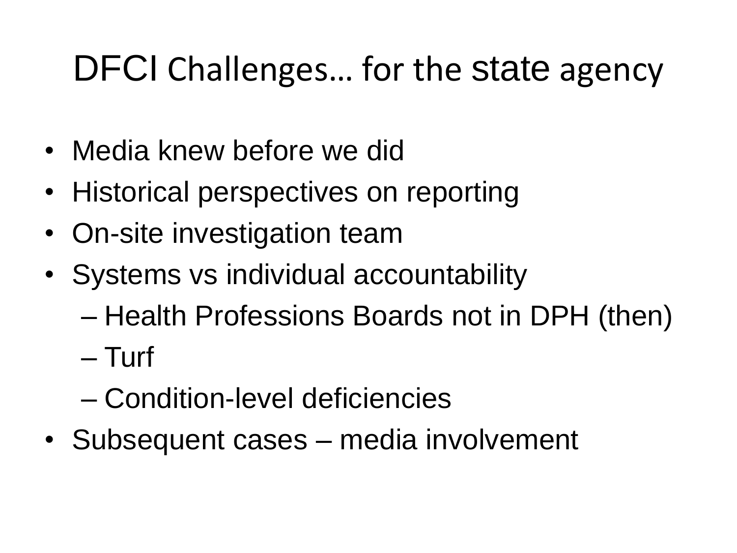# DFCI Challenges… for the state agency

- Media knew before we did
- Historical perspectives on reporting
- On-site investigation team
- Systems vs individual accountability
  - Health Professions Boards not in DPH (then)
  - Turf
  - Condition-level deficiencies
- Subsequent cases – media involvement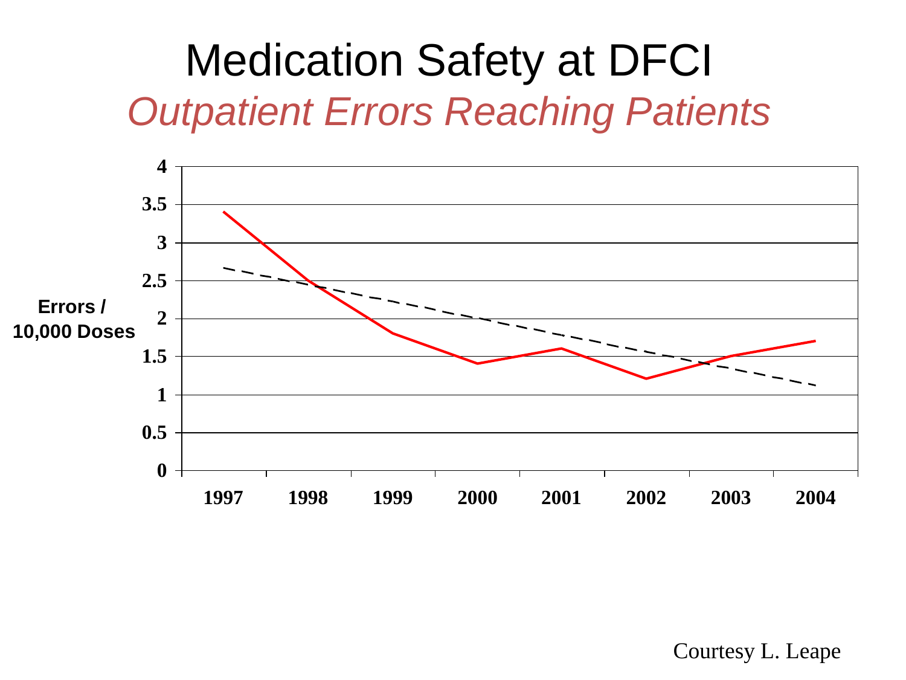# Medication Safety at DFCI

## *Outpatient Errors Reaching Patients*

Errors / 10,000 Doses

4
3.5
3
2.5
2
1.5
1
0.5
0

1997 1998 1999 2000 2001 2002 2003 2004

Courtesy L. Leape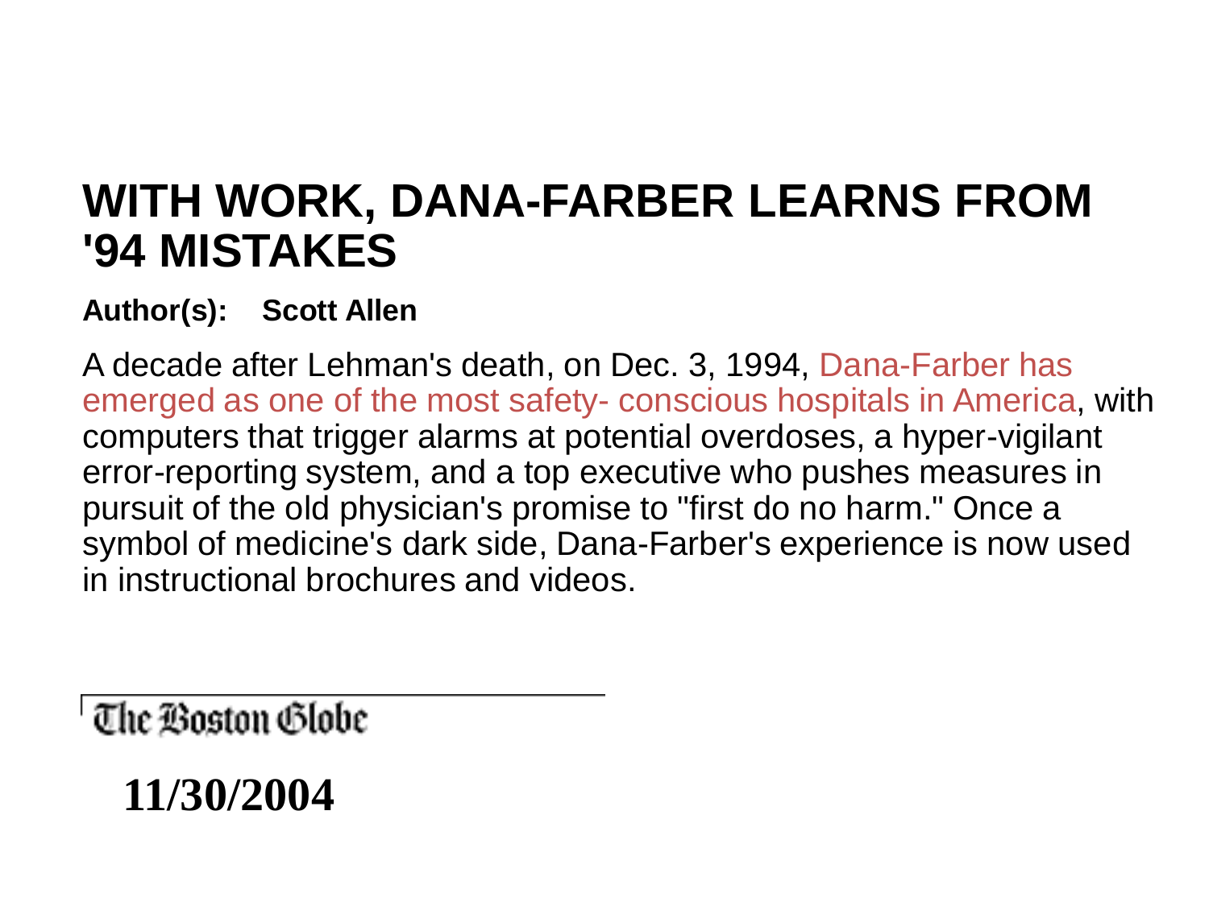# WITH WORK, DANA-FARBER LEARNS FROM '94 MISTAKES

**Author(s): Scott Allen**

A decade after Lehman's death, on Dec. 3, 1994, Dana-Farber has emerged as one of the most safety- conscious hospitals in America, with computers that trigger alarms at potential overdoses, a hyper-vigilant error-reporting system, and a top executive who pushes measures in pursuit of the old physician's promise to "first do no harm." Once a symbol of medicine's dark side, Dana-Farber's experience is now used in instructional brochures and videos.

The Boston Globe

**11/30/2004**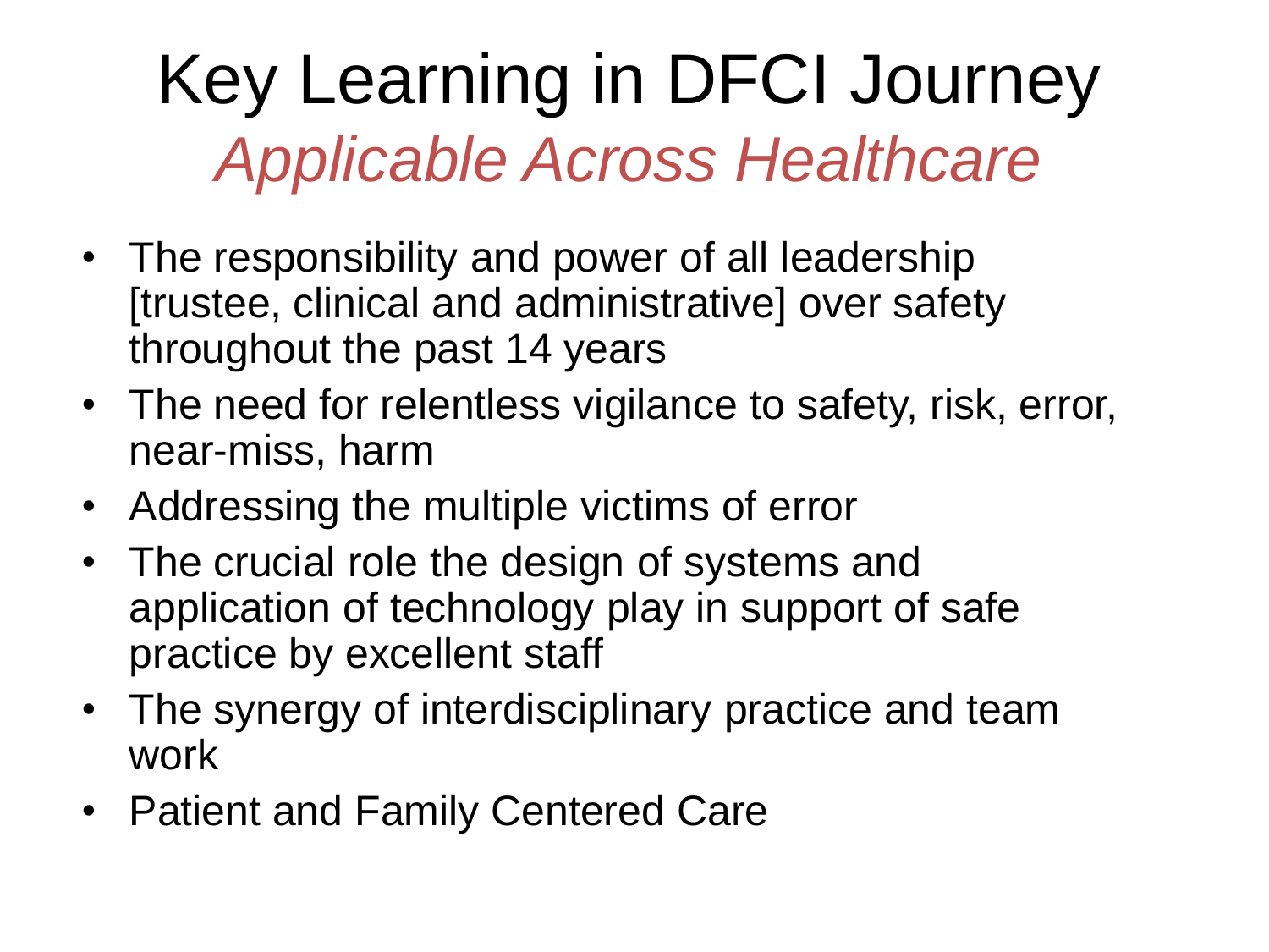# Key Learning in DFCI Journey

## *Applicable Across Healthcare*

- The responsibility and power of all leadership [trustee, clinical and administrative] over safety throughout the past 14 years
- The need for relentless vigilance to safety, risk, error, near-miss, harm
- Addressing the multiple victims of error
- The crucial role the design of systems and application of technology play in support of safe practice by excellent staff
- The synergy of interdisciplinary practice and team work
- Patient and Family Centered Care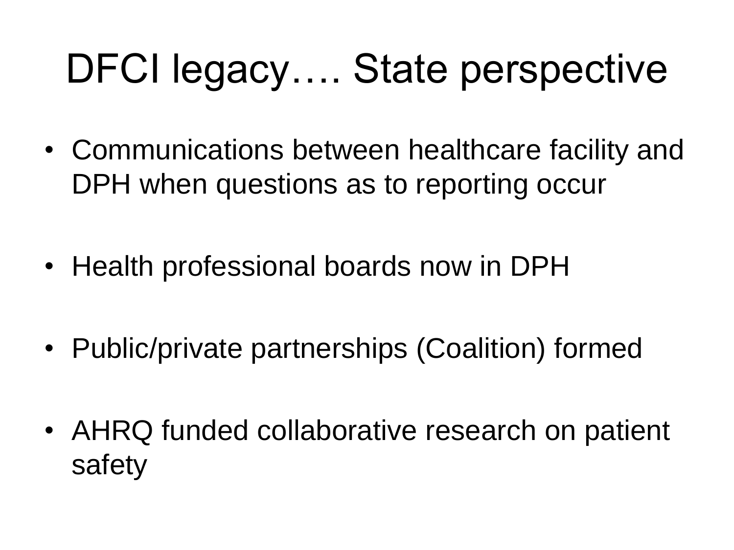# DFCI legacy…. State perspective

- Communications between healthcare facility and DPH when questions as to reporting occur
- Health professional boards now in DPH
- Public/private partnerships (Coalition) formed
- AHRQ funded collaborative research on patient safety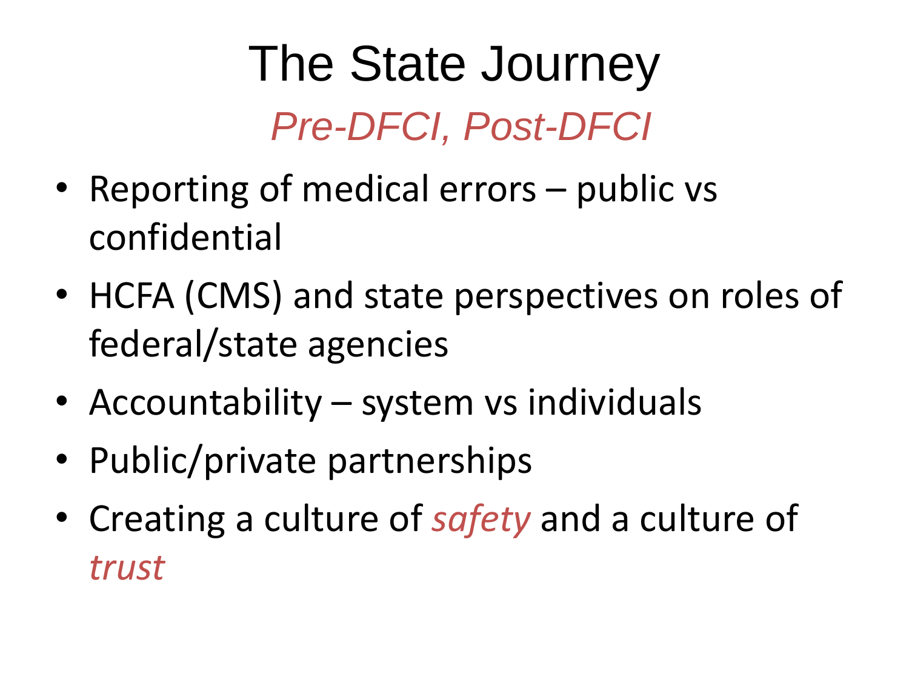# The State Journey

## *Pre-DFCI, Post-DFCI*

- Reporting of medical errors – public vs confidential
- HCFA (CMS) and state perspectives on roles of federal/state agencies
- Accountability – system vs individuals
- Public/private partnerships
- Creating a culture of *safety* and a culture of *trust*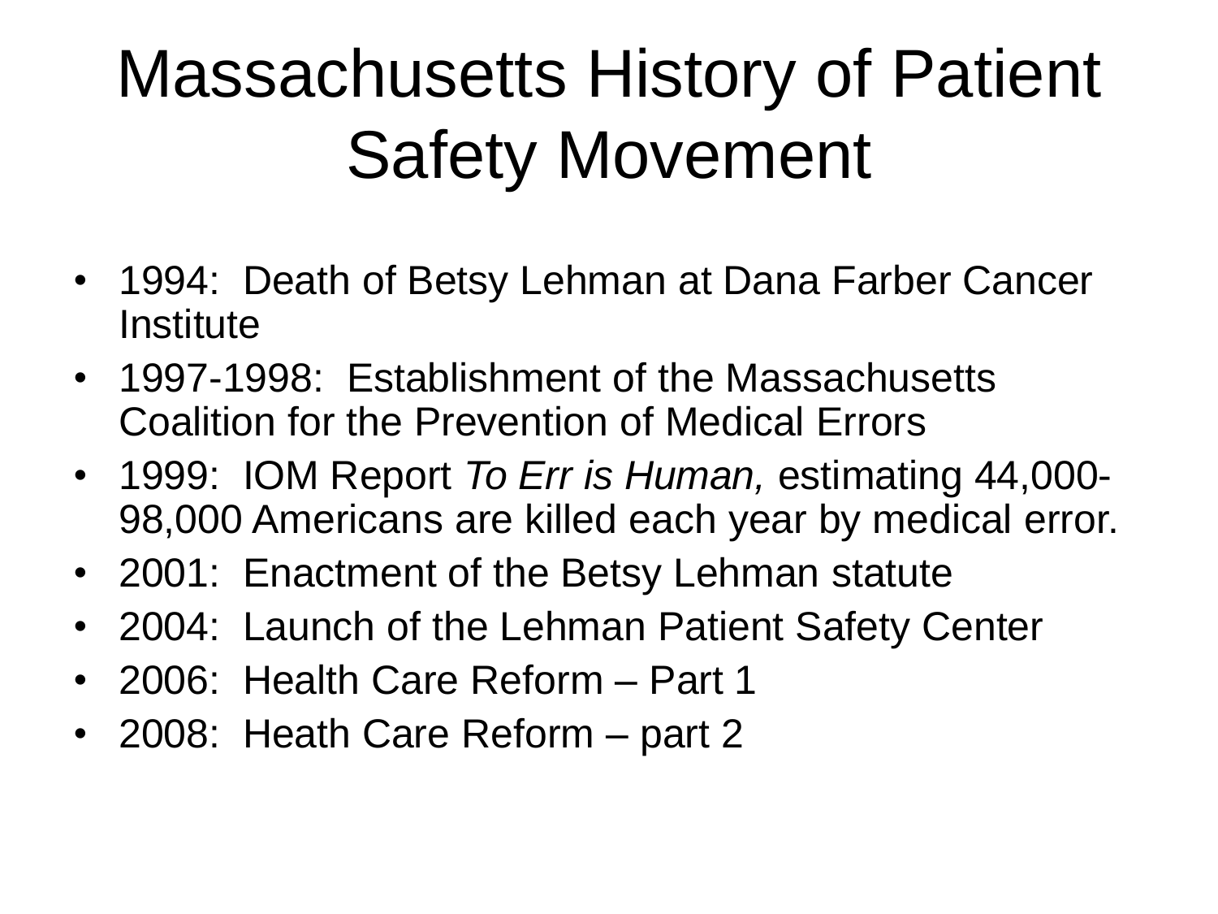# Massachusetts History of Patient Safety Movement

- 1994: Death of Betsy Lehman at Dana Farber Cancer Institute
- 1997-1998: Establishment of the Massachusetts Coalition for the Prevention of Medical Errors
- 1999: IOM Report *To Err is Human,* estimating 44,000-98,000 Americans are killed each year by medical error.
- 2001: Enactment of the Betsy Lehman statute
- 2004: Launch of the Lehman Patient Safety Center
- 2006: Health Care Reform – Part 1
- 2008: Heath Care Reform – part 2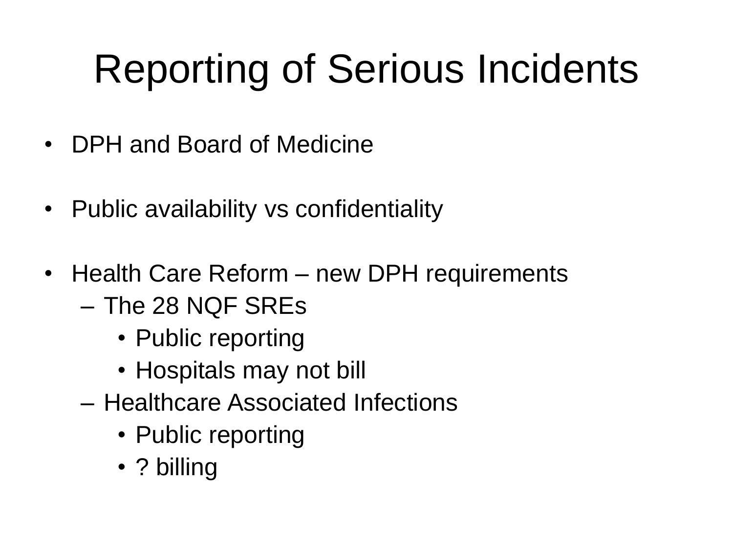# Reporting of Serious Incidents

- DPH and Board of Medicine

- Public availability vs confidentiality

- Health Care Reform – new DPH requirements
  - The 28 NQF SREs
    - Public reporting
    - Hospitals may not bill
  - Healthcare Associated Infections
    - Public reporting
    - ? billing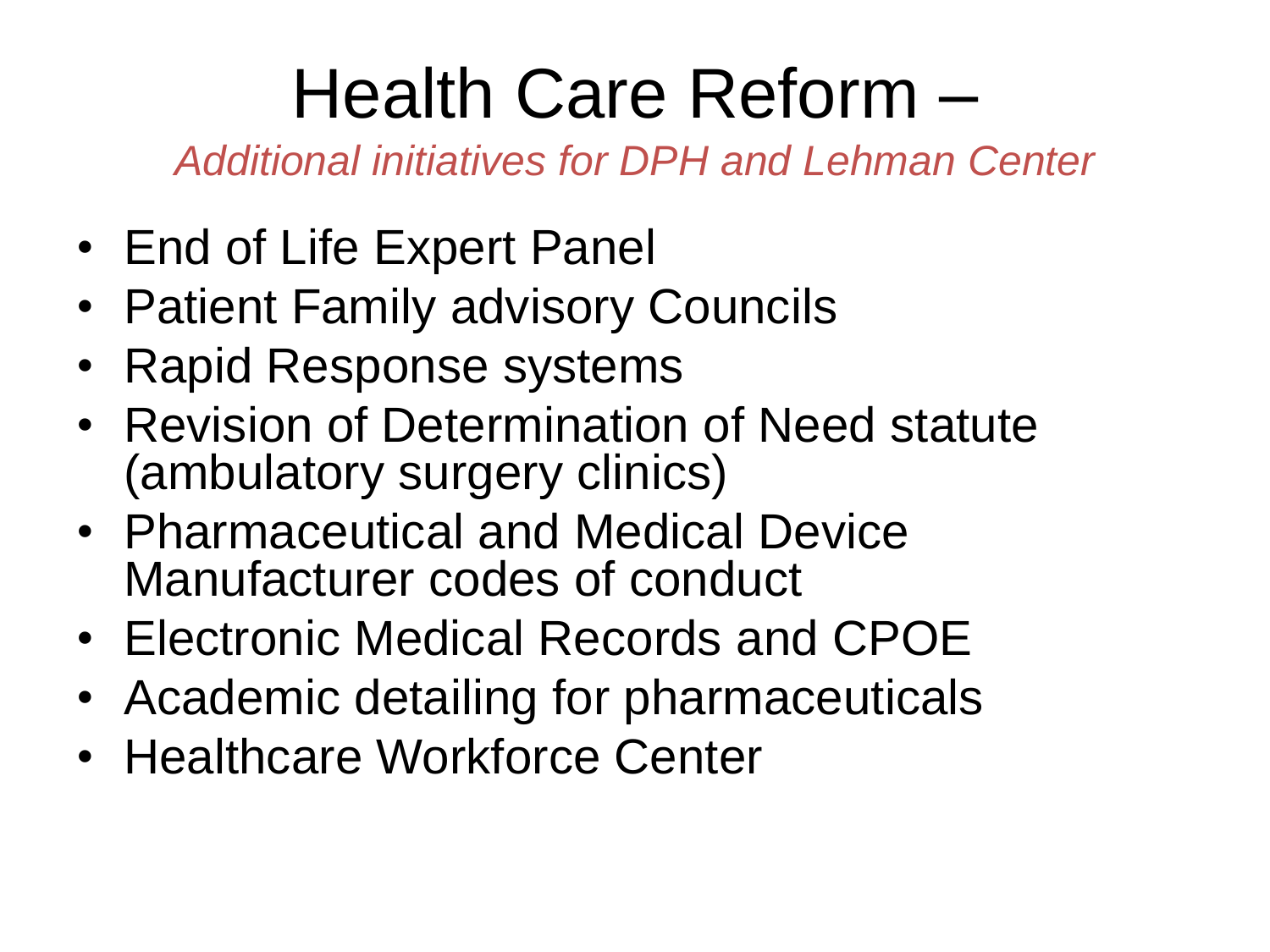# Health Care Reform –

*Additional initiatives for DPH and Lehman Center*

- End of Life Expert Panel
- Patient Family advisory Councils
- Rapid Response systems
- Revision of Determination of Need statute (ambulatory surgery clinics)
- Pharmaceutical and Medical Device Manufacturer codes of conduct
- Electronic Medical Records and CPOE
- Academic detailing for pharmaceuticals
- Healthcare Workforce Center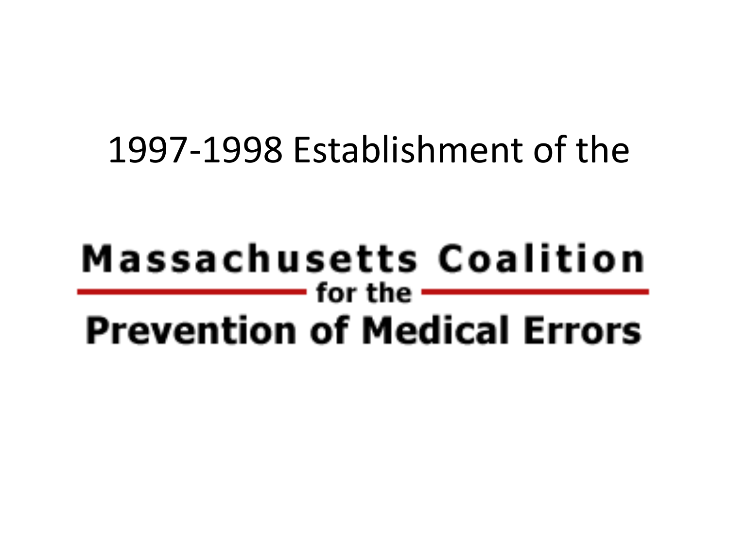# 1997-1998 Establishment of the

**Massachusetts Coalition**

**for the**

**Prevention of Medical Errors**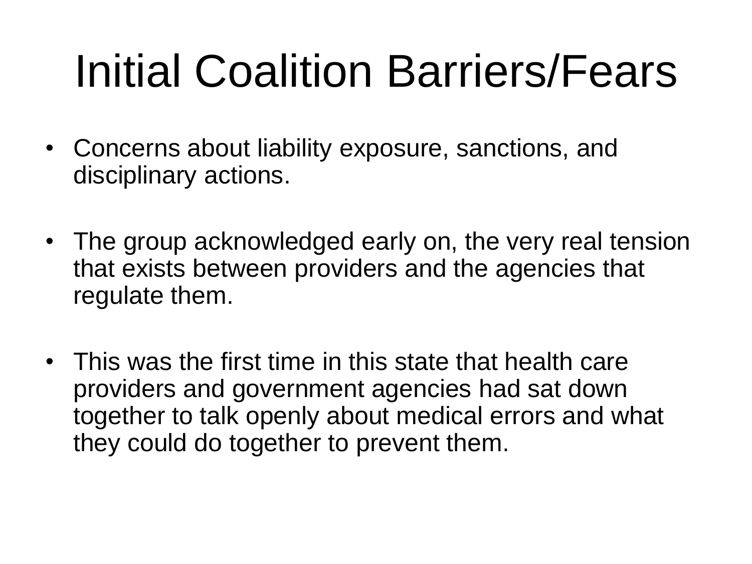# Initial Coalition Barriers/Fears

- Concerns about liability exposure, sanctions, and disciplinary actions.
- The group acknowledged early on, the very real tension that exists between providers and the agencies that regulate them.
- This was the first time in this state that health care providers and government agencies had sat down together to talk openly about medical errors and what they could do together to prevent them.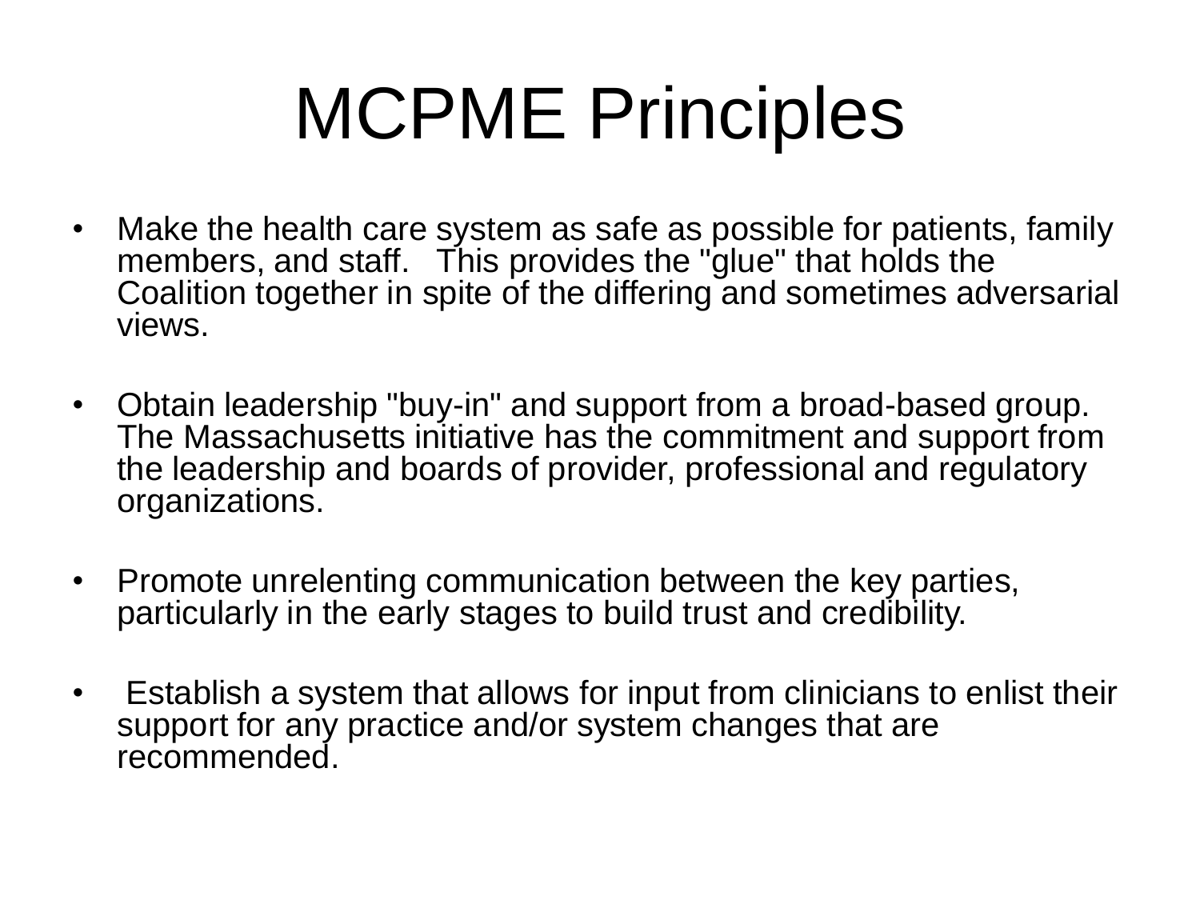# MCPME Principles

- Make the health care system as safe as possible for patients, family members, and staff. This provides the "glue" that holds the Coalition together in spite of the differing and sometimes adversarial views.
- Obtain leadership "buy-in" and support from a broad-based group. The Massachusetts initiative has the commitment and support from the leadership and boards of provider, professional and regulatory organizations.
- Promote unrelenting communication between the key parties, particularly in the early stages to build trust and credibility.
- Establish a system that allows for input from clinicians to enlist their support for any practice and/or system changes that are recommended.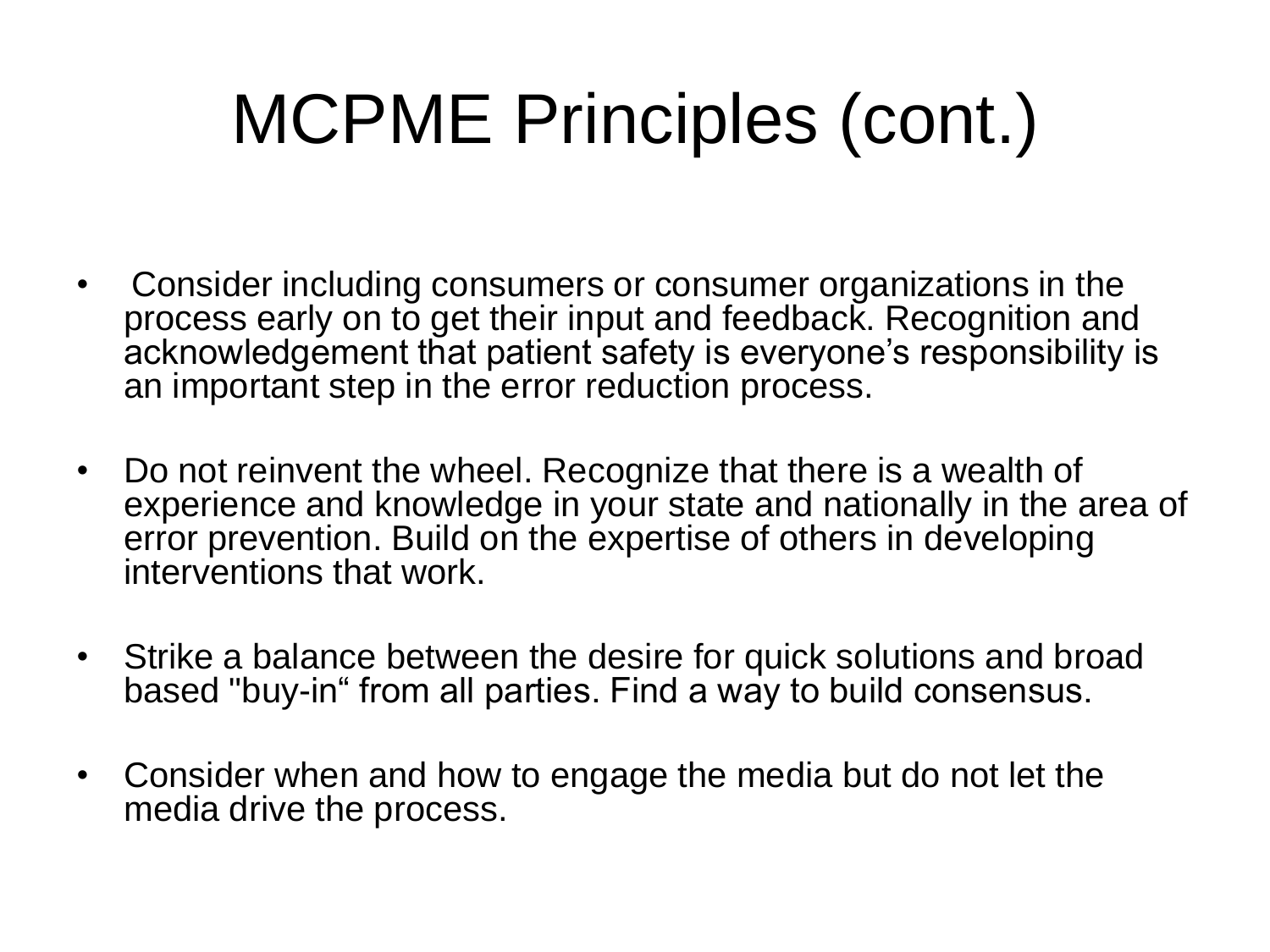# MCPME Principles (cont.)

- Consider including consumers or consumer organizations in the process early on to get their input and feedback. Recognition and acknowledgement that patient safety is everyone's responsibility is an important step in the error reduction process.
- Do not reinvent the wheel. Recognize that there is a wealth of experience and knowledge in your state and nationally in the area of error prevention. Build on the expertise of others in developing interventions that work.
- Strike a balance between the desire for quick solutions and broad based "buy-in" from all parties. Find a way to build consensus.
- Consider when and how to engage the media but do not let the media drive the process.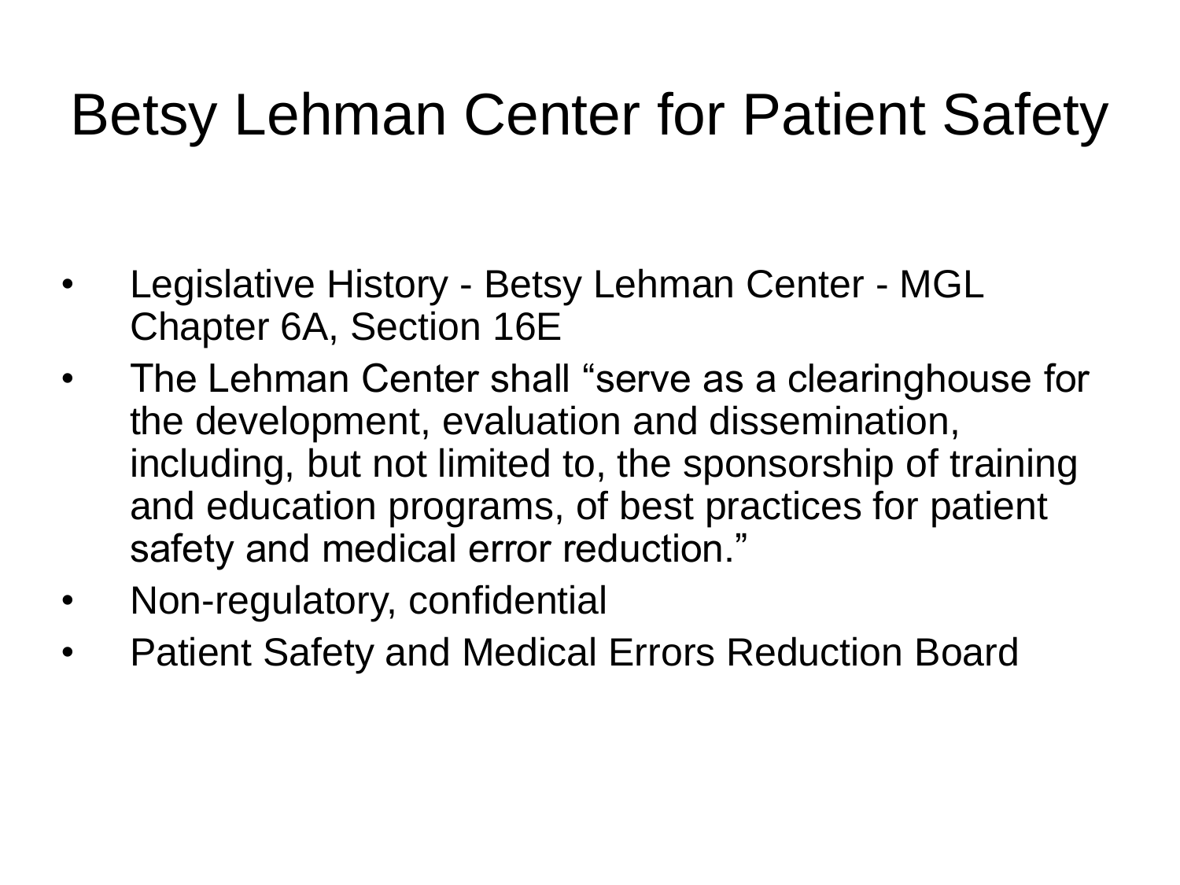# Betsy Lehman Center for Patient Safety

- Legislative History - Betsy Lehman Center - MGL Chapter 6A, Section 16E
- The Lehman Center shall "serve as a clearinghouse for the development, evaluation and dissemination, including, but not limited to, the sponsorship of training and education programs, of best practices for patient safety and medical error reduction."
- Non-regulatory, confidential
- Patient Safety and Medical Errors Reduction Board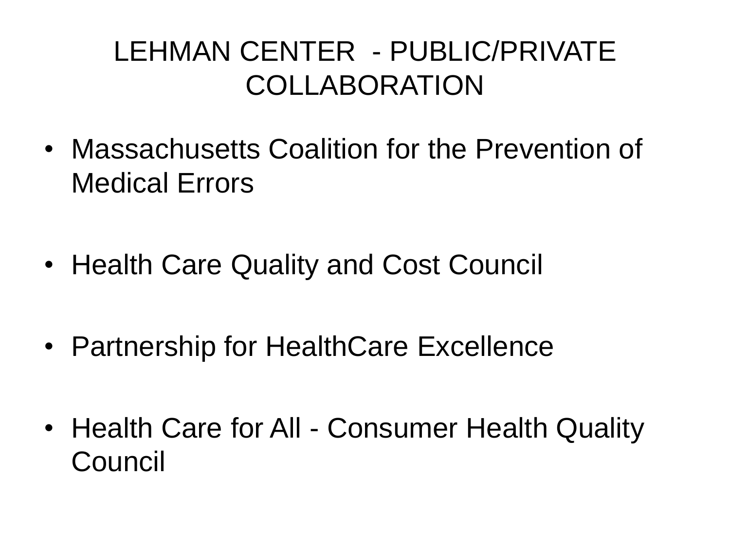# LEHMAN CENTER - PUBLIC/PRIVATE COLLABORATION

- Massachusetts Coalition for the Prevention of Medical Errors
- Health Care Quality and Cost Council
- Partnership for HealthCare Excellence
- Health Care for All - Consumer Health Quality Council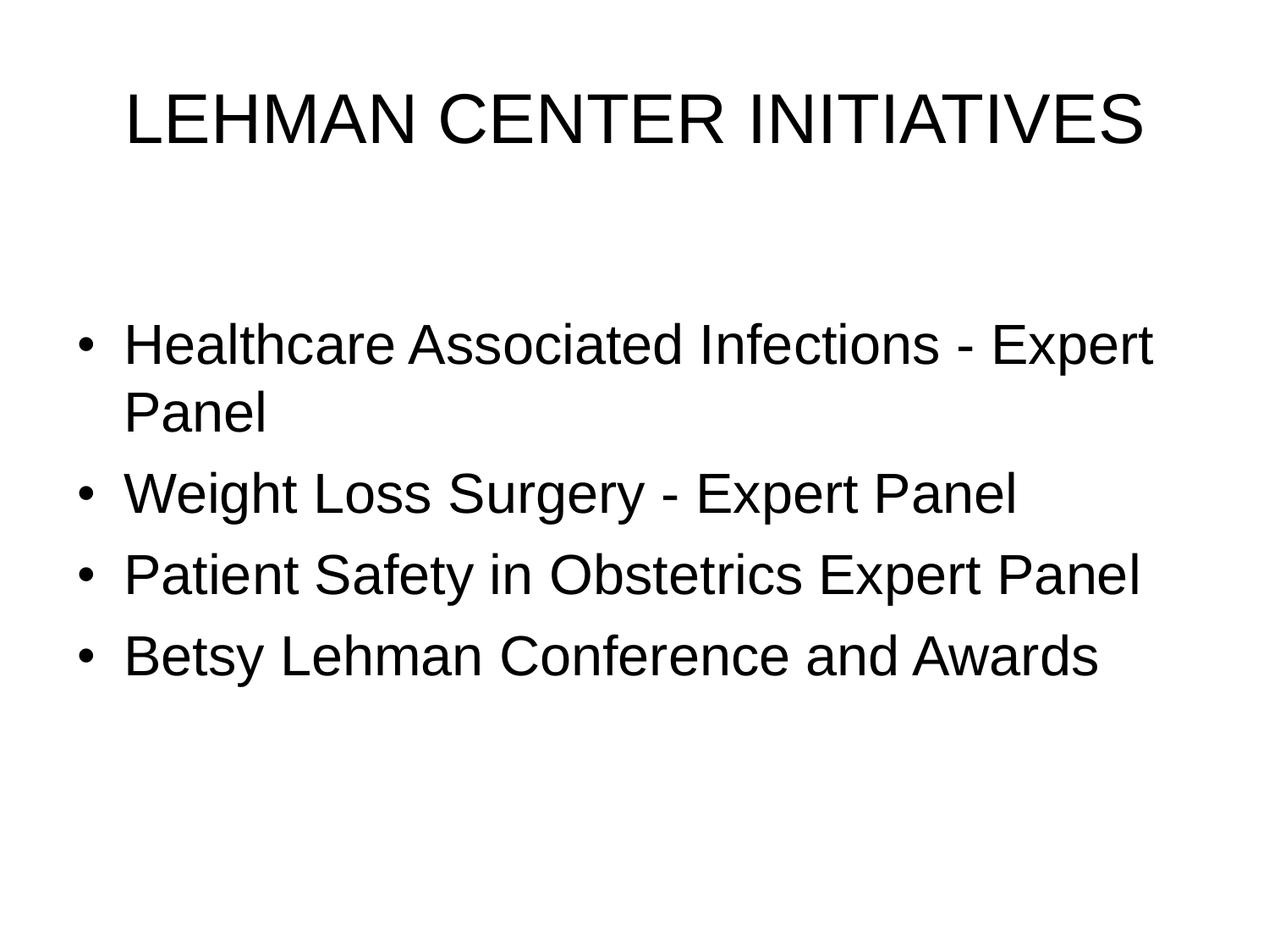# LEHMAN CENTER INITIATIVES

- Healthcare Associated Infections - Expert Panel
- Weight Loss Surgery - Expert Panel
- Patient Safety in Obstetrics Expert Panel
- Betsy Lehman Conference and Awards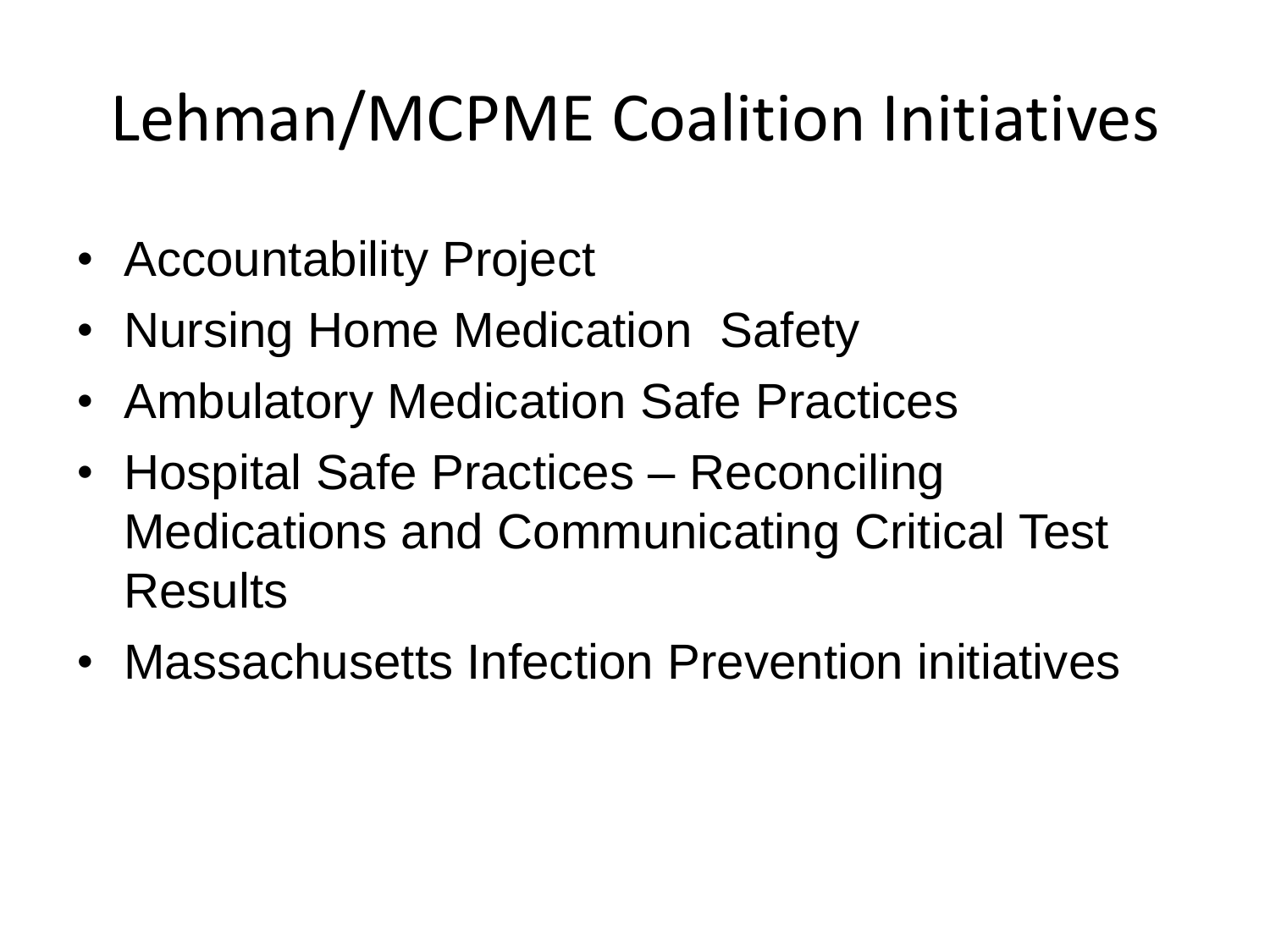# Lehman/MCPME Coalition Initiatives

- Accountability Project
- Nursing Home Medication  Safety
- Ambulatory Medication Safe Practices
- Hospital Safe Practices – Reconciling Medications and Communicating Critical Test Results
- Massachusetts Infection Prevention initiatives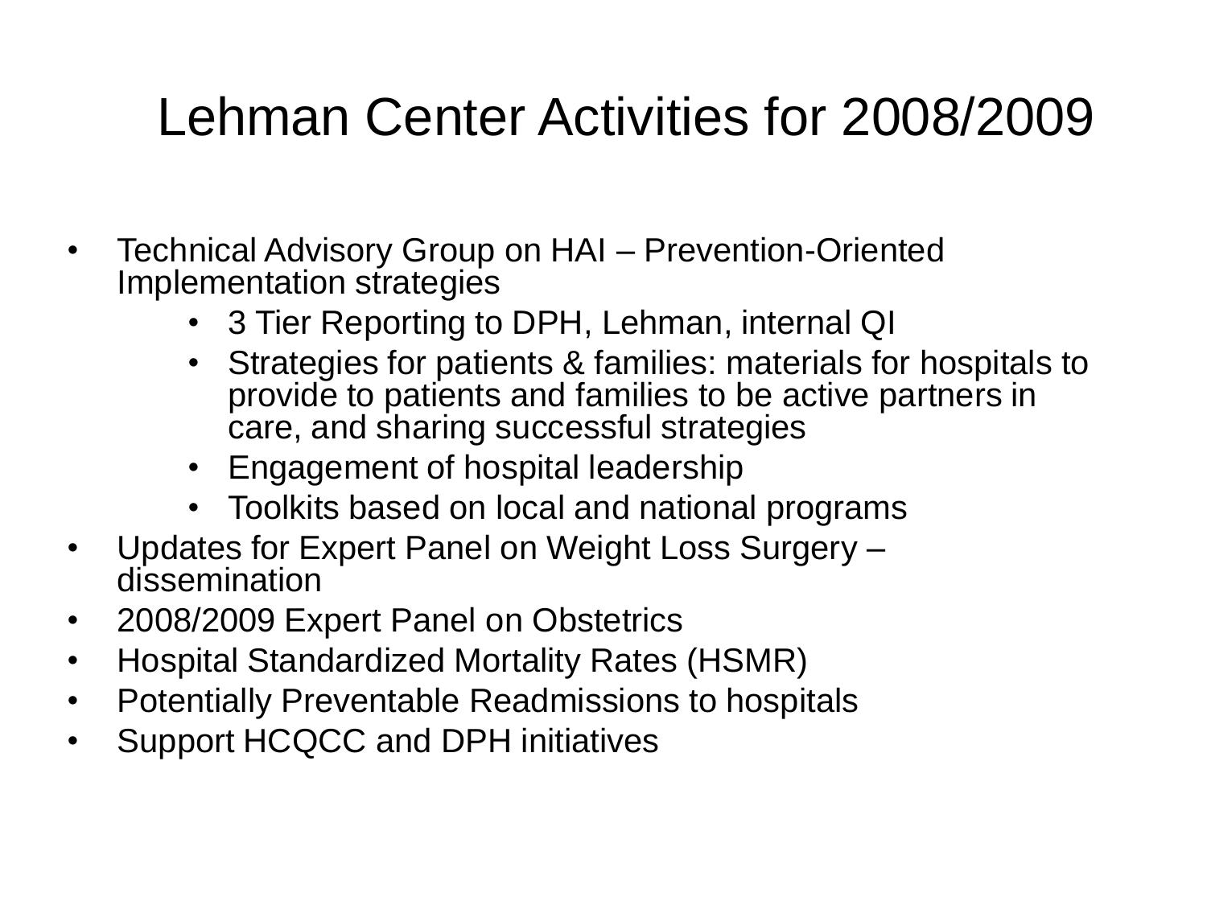# Lehman Center Activities for 2008/2009

- Technical Advisory Group on HAI – Prevention-Oriented Implementation strategies
    - 3 Tier Reporting to DPH, Lehman, internal QI
    - Strategies for patients & families: materials for hospitals to provide to patients and families to be active partners in care, and sharing successful strategies
    - Engagement of hospital leadership
    - Toolkits based on local and national programs
- Updates for Expert Panel on Weight Loss Surgery – dissemination
- 2008/2009 Expert Panel on Obstetrics
- Hospital Standardized Mortality Rates (HSMR)
- Potentially Preventable Readmissions to hospitals
- Support HCQCC and DPH initiatives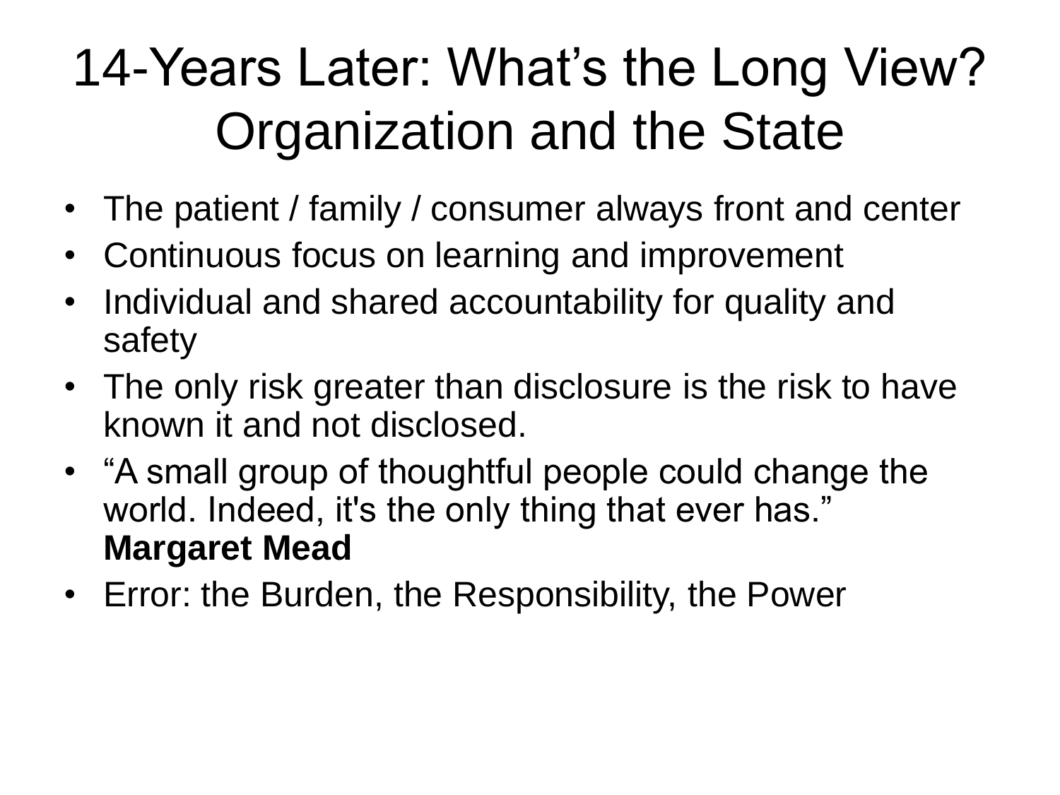# 14-Years Later: What's the Long View? Organization and the State

- The patient / family / consumer always front and center
- Continuous focus on learning and improvement
- Individual and shared accountability for quality and safety
- The only risk greater than disclosure is the risk to have known it and not disclosed.
- "A small group of thoughtful people could change the world. Indeed, it's the only thing that ever has." **Margaret Mead**
- Error: the Burden, the Responsibility, the Power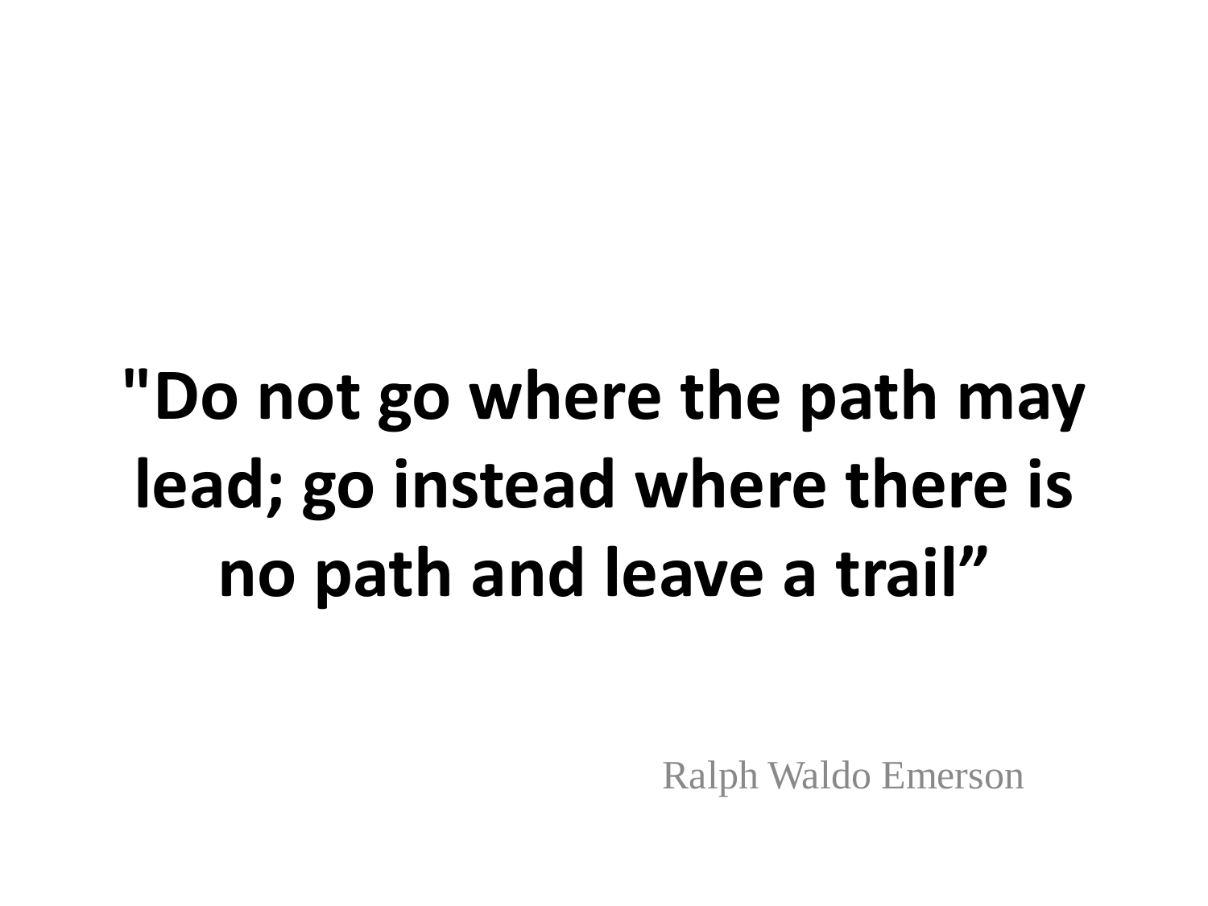# "Do not go where the path may lead; go instead where there is no path and leave a trail”

Ralph Waldo Emerson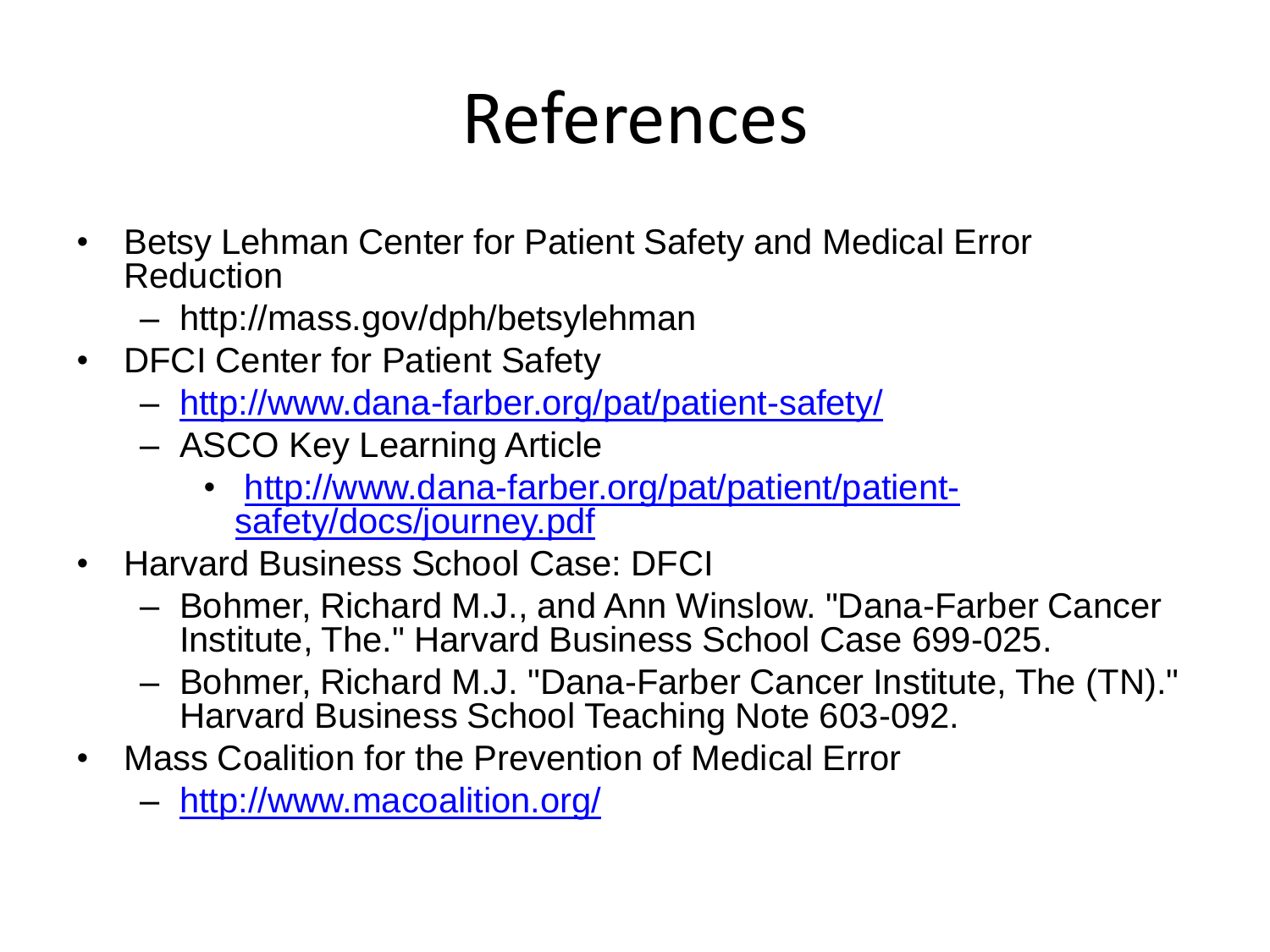# References

- Betsy Lehman Center for Patient Safety and Medical Error Reduction
  - http://mass.gov/dph/betsylehman
- DFCI Center for Patient Safety
  - http://www.dana-farber.org/pat/patient-safety/
  - ASCO Key Learning Article
    - http://www.dana-farber.org/pat/patient/patient-safety/docs/journey.pdf
- Harvard Business School Case: DFCI
  - Bohmer, Richard M.J., and Ann Winslow. "Dana-Farber Cancer Institute, The." Harvard Business School Case 699-025.
  - Bohmer, Richard M.J. "Dana-Farber Cancer Institute, The (TN)." Harvard Business School Teaching Note 603-092.
- Mass Coalition for the Prevention of Medical Error
  - http://www.macoalition.org/